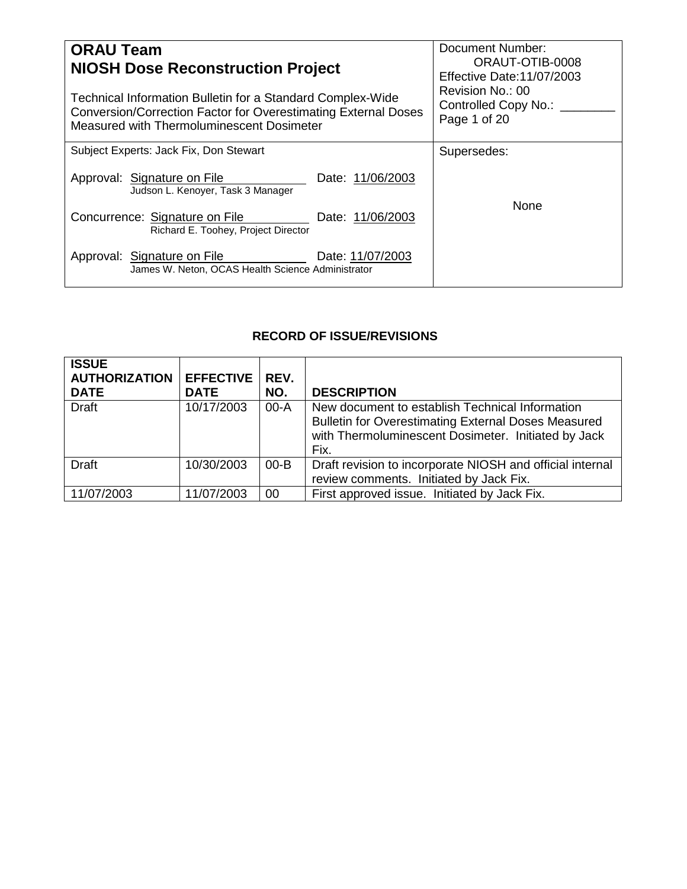| **ORAU Team**<br>**NIOSH Dose Reconstruction Project**<br><br>Technical Information Bulletin for a Standard Complex-Wide Conversion/Correction Factor for Overestimating External Doses Measured with Thermoluminescent Dosimeter | Document Number: ORAUT-OTIB-0008<br>Effective Date:11/07/2003<br>Revision No.: 00<br>Controlled Copy No.: ________ |
|---|---|
| Subject Experts: Jack Fix, Don Stewart<br><br>Approval: Signature on File — Date: 11/06/2003<br>Judson L. Kenoyer, Task 3 Manager<br><br>Concurrence: Signature on File — Date: 11/06/2003<br>Richard E. Toohey, Project Director<br><br>Approval: Signature on File — Date: 11/07/2003<br>James W. Neton, OCAS Health Science Administrator | Supersedes:<br><br>None |

**RECORD OF ISSUE/REVISIONS**

| ISSUE AUTHORIZATION DATE | EFFECTIVE DATE | REV. NO. | DESCRIPTION |
|---|---|---|---|
| Draft | 10/17/2003 | 00-A | New document to establish Technical Information Bulletin for Overestimating External Doses Measured with Thermoluminescent Dosimeter. Initiated by Jack Fix. |
| Draft | 10/30/2003 | 00-B | Draft revision to incorporate NIOSH and official internal review comments. Initiated by Jack Fix. |
| 11/07/2003 | 11/07/2003 | 00 | First approved issue. Initiated by Jack Fix. |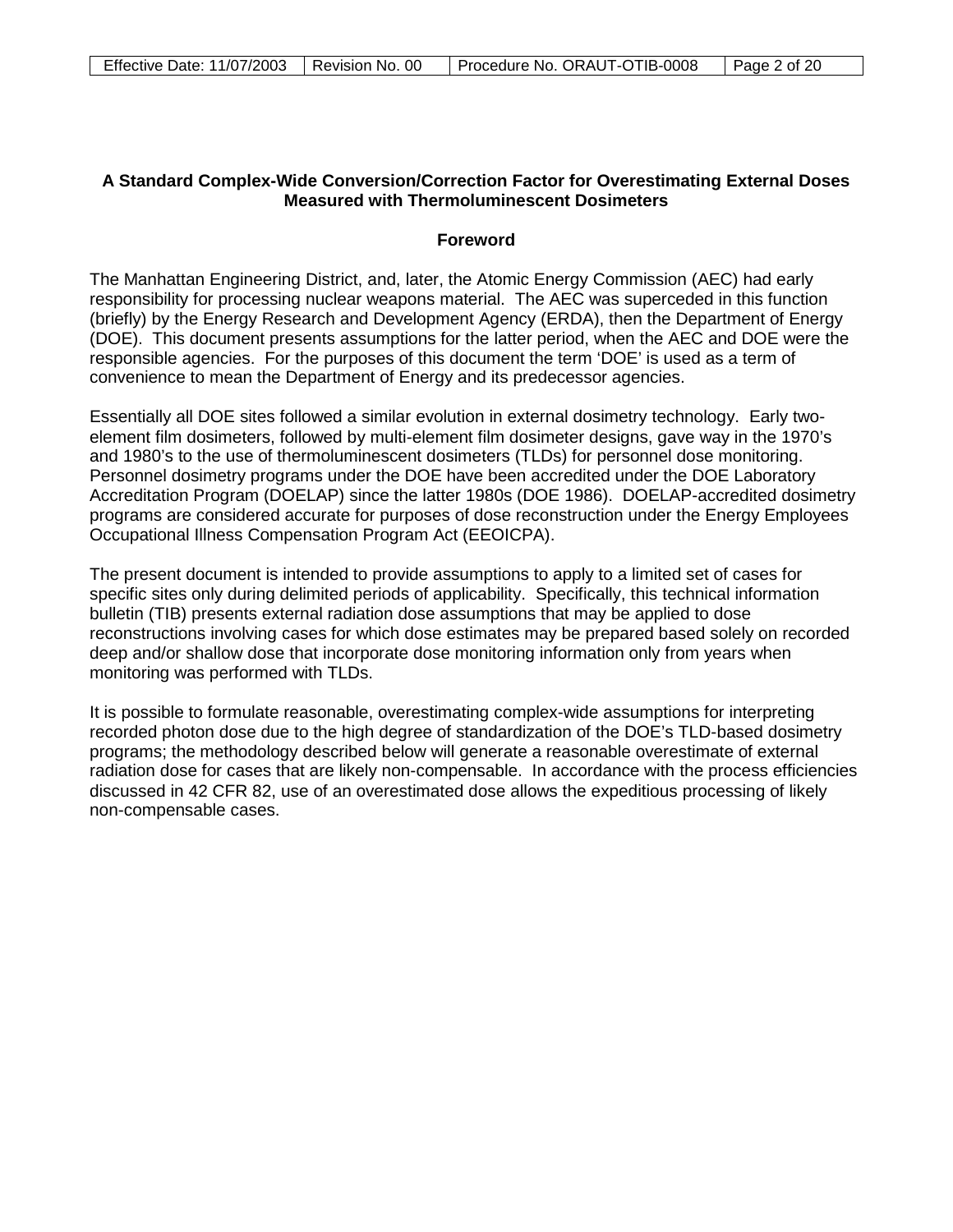## A Standard Complex-Wide Conversion/Correction Factor for Overestimating External Doses Measured with Thermoluminescent Dosimeters

### Foreword

The Manhattan Engineering District, and, later, the Atomic Energy Commission (AEC) had early responsibility for processing nuclear weapons material. The AEC was superceded in this function (briefly) by the Energy Research and Development Agency (ERDA), then the Department of Energy (DOE). This document presents assumptions for the latter period, when the AEC and DOE were the responsible agencies. For the purposes of this document the term 'DOE' is used as a term of convenience to mean the Department of Energy and its predecessor agencies.

Essentially all DOE sites followed a similar evolution in external dosimetry technology. Early two-element film dosimeters, followed by multi-element film dosimeter designs, gave way in the 1970's and 1980's to the use of thermoluminescent dosimeters (TLDs) for personnel dose monitoring. Personnel dosimetry programs under the DOE have been accredited under the DOE Laboratory Accreditation Program (DOELAP) since the latter 1980s (DOE 1986). DOELAP-accredited dosimetry programs are considered accurate for purposes of dose reconstruction under the Energy Employees Occupational Illness Compensation Program Act (EEOICPA).

The present document is intended to provide assumptions to apply to a limited set of cases for specific sites only during delimited periods of applicability. Specifically, this technical information bulletin (TIB) presents external radiation dose assumptions that may be applied to dose reconstructions involving cases for which dose estimates may be prepared based solely on recorded deep and/or shallow dose that incorporate dose monitoring information only from years when monitoring was performed with TLDs.

It is possible to formulate reasonable, overestimating complex-wide assumptions for interpreting recorded photon dose due to the high degree of standardization of the DOE's TLD-based dosimetry programs; the methodology described below will generate a reasonable overestimate of external radiation dose for cases that are likely non-compensable. In accordance with the process efficiencies discussed in 42 CFR 82, use of an overestimated dose allows the expeditious processing of likely non-compensable cases.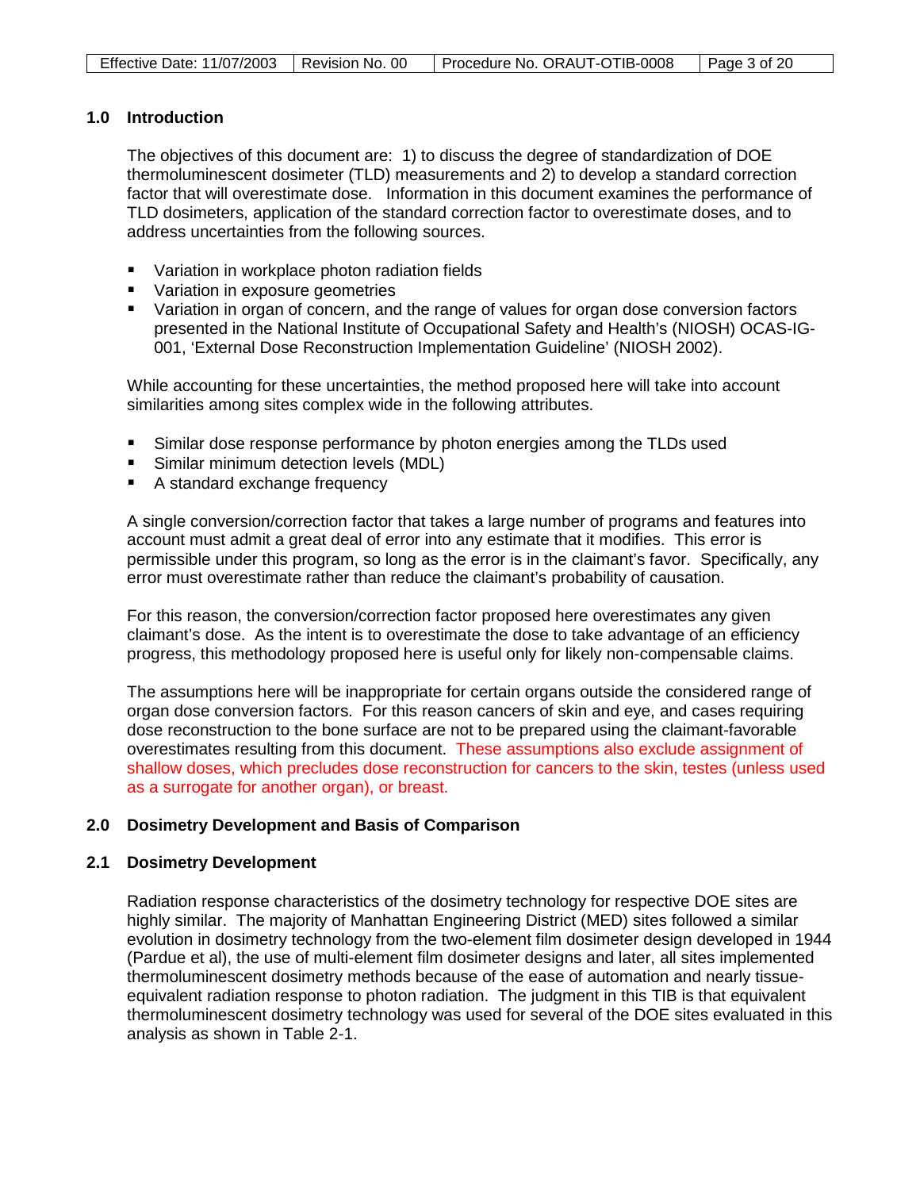## 1.0 Introduction

The objectives of this document are: 1) to discuss the degree of standardization of DOE thermoluminescent dosimeter (TLD) measurements and 2) to develop a standard correction factor that will overestimate dose. Information in this document examines the performance of TLD dosimeters, application of the standard correction factor to overestimate doses, and to address uncertainties from the following sources.

- Variation in workplace photon radiation fields
- Variation in exposure geometries
- Variation in organ of concern, and the range of values for organ dose conversion factors presented in the National Institute of Occupational Safety and Health's (NIOSH) OCAS-IG-001, 'External Dose Reconstruction Implementation Guideline' (NIOSH 2002).

While accounting for these uncertainties, the method proposed here will take into account similarities among sites complex wide in the following attributes.

- Similar dose response performance by photon energies among the TLDs used
- Similar minimum detection levels (MDL)
- A standard exchange frequency

A single conversion/correction factor that takes a large number of programs and features into account must admit a great deal of error into any estimate that it modifies. This error is permissible under this program, so long as the error is in the claimant's favor. Specifically, any error must overestimate rather than reduce the claimant's probability of causation.

For this reason, the conversion/correction factor proposed here overestimates any given claimant's dose. As the intent is to overestimate the dose to take advantage of an efficiency progress, this methodology proposed here is useful only for likely non-compensable claims.

The assumptions here will be inappropriate for certain organs outside the considered range of organ dose conversion factors. For this reason cancers of skin and eye, and cases requiring dose reconstruction to the bone surface are not to be prepared using the claimant-favorable overestimates resulting from this document. These assumptions also exclude assignment of shallow doses, which precludes dose reconstruction for cancers to the skin, testes (unless used as a surrogate for another organ), or breast.

## 2.0 Dosimetry Development and Basis of Comparison

### 2.1 Dosimetry Development

Radiation response characteristics of the dosimetry technology for respective DOE sites are highly similar. The majority of Manhattan Engineering District (MED) sites followed a similar evolution in dosimetry technology from the two-element film dosimeter design developed in 1944 (Pardue et al), the use of multi-element film dosimeter designs and later, all sites implemented thermoluminescent dosimetry methods because of the ease of automation and nearly tissue-equivalent radiation response to photon radiation. The judgment in this TIB is that equivalent thermoluminescent dosimetry technology was used for several of the DOE sites evaluated in this analysis as shown in Table 2-1.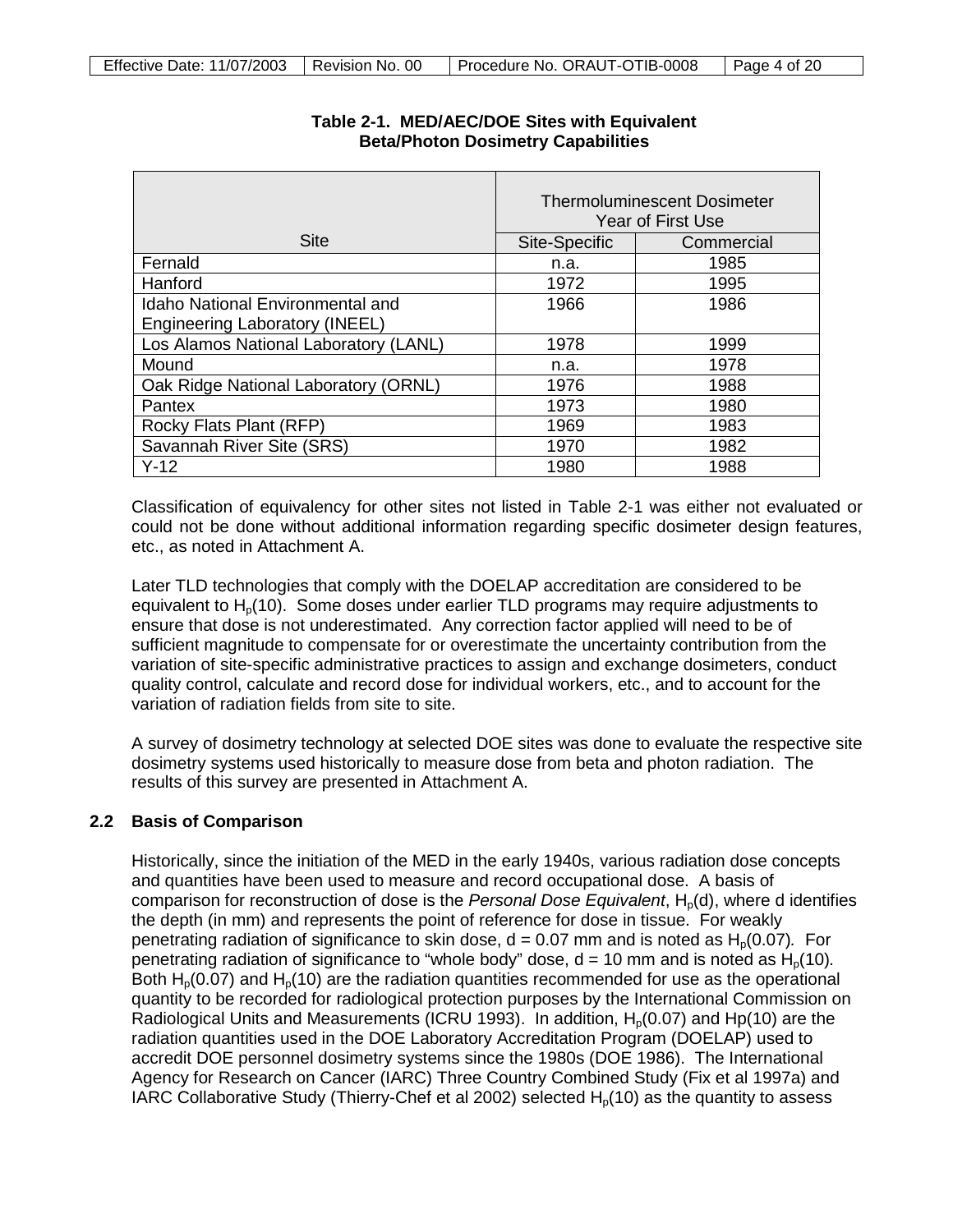**Table 2-1. MED/AEC/DOE Sites with Equivalent Beta/Photon Dosimetry Capabilities**

| Site | Thermoluminescent Dosimeter Year of First Use | |
|---|---|---|
| | Site-Specific | Commercial |
| Fernald | n.a. | 1985 |
| Hanford | 1972 | 1995 |
| Idaho National Environmental and Engineering Laboratory (INEEL) | 1966 | 1986 |
| Los Alamos National Laboratory (LANL) | 1978 | 1999 |
| Mound | n.a. | 1978 |
| Oak Ridge National Laboratory (ORNL) | 1976 | 1988 |
| Pantex | 1973 | 1980 |
| Rocky Flats Plant (RFP) | 1969 | 1983 |
| Savannah River Site (SRS) | 1970 | 1982 |
| Y-12 | 1980 | 1988 |

Classification of equivalency for other sites not listed in Table 2-1 was either not evaluated or could not be done without additional information regarding specific dosimeter design features, etc., as noted in Attachment A.

Later TLD technologies that comply with the DOELAP accreditation are considered to be equivalent to $H_p(10)$. Some doses under earlier TLD programs may require adjustments to ensure that dose is not underestimated. Any correction factor applied will need to be of sufficient magnitude to compensate for or overestimate the uncertainty contribution from the variation of site-specific administrative practices to assign and exchange dosimeters, conduct quality control, calculate and record dose for individual workers, etc., and to account for the variation of radiation fields from site to site.

A survey of dosimetry technology at selected DOE sites was done to evaluate the respective site dosimetry systems used historically to measure dose from beta and photon radiation. The results of this survey are presented in Attachment A.

## 2.2 Basis of Comparison

Historically, since the initiation of the MED in the early 1940s, various radiation dose concepts and quantities have been used to measure and record occupational dose. A basis of comparison for reconstruction of dose is the *Personal Dose Equivalent*, $H_p(d)$, where d identifies the depth (in mm) and represents the point of reference for dose in tissue. For weakly penetrating radiation of significance to skin dose, d = 0.07 mm and is noted as $H_p(0.07)$. For penetrating radiation of significance to "whole body" dose, d = 10 mm and is noted as $H_p(10)$. Both $H_p(0.07)$ and $H_p(10)$ are the radiation quantities recommended for use as the operational quantity to be recorded for radiological protection purposes by the International Commission on Radiological Units and Measurements (ICRU 1993). In addition, $H_p(0.07)$ and Hp(10) are the radiation quantities used in the DOE Laboratory Accreditation Program (DOELAP) used to accredit DOE personnel dosimetry systems since the 1980s (DOE 1986). The International Agency for Research on Cancer (IARC) Three Country Combined Study (Fix et al 1997a) and IARC Collaborative Study (Thierry-Chef et al 2002) selected $H_p(10)$ as the quantity to assess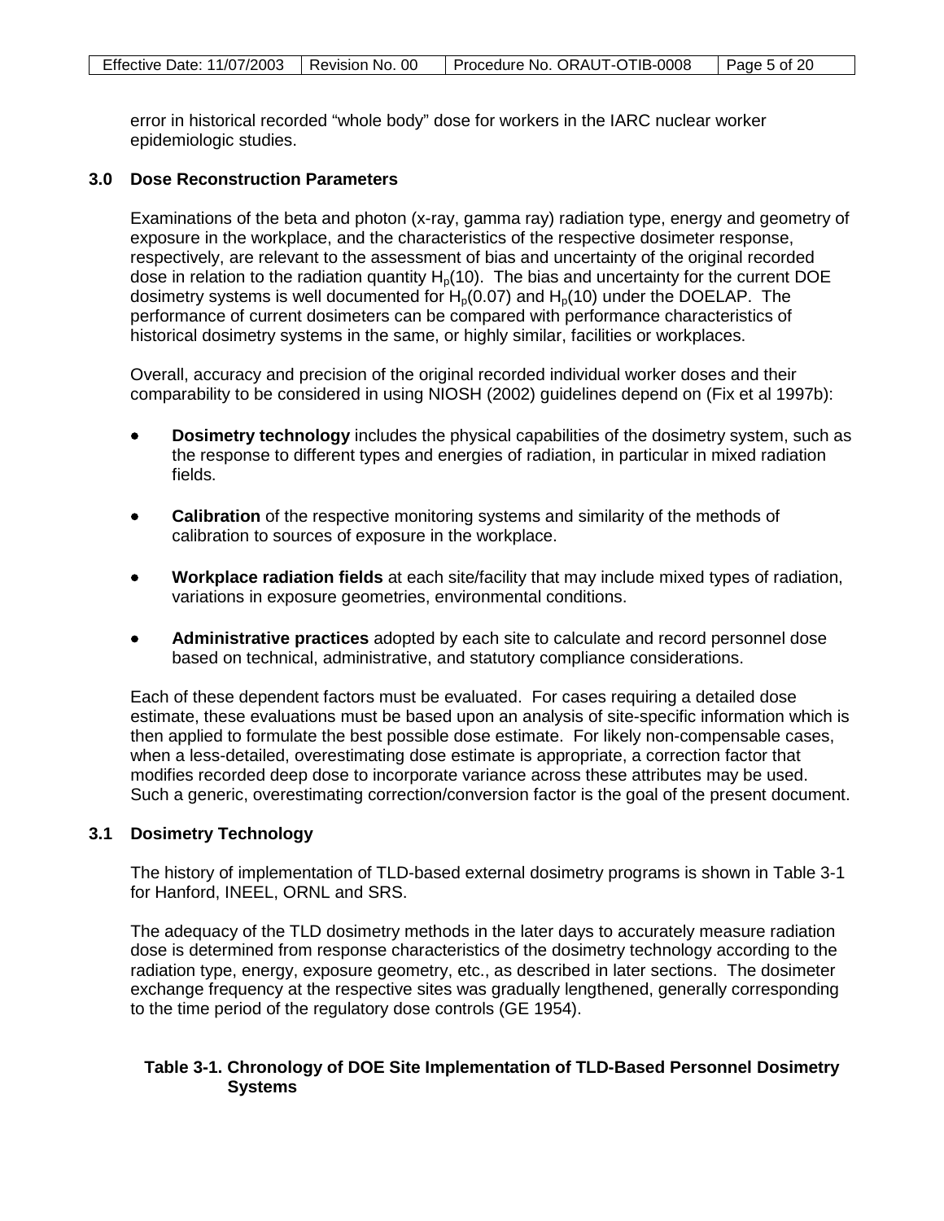error in historical recorded "whole body" dose for workers in the IARC nuclear worker epidemiologic studies.

## 3.0 Dose Reconstruction Parameters

Examinations of the beta and photon (x-ray, gamma ray) radiation type, energy and geometry of exposure in the workplace, and the characteristics of the respective dosimeter response, respectively, are relevant to the assessment of bias and uncertainty of the original recorded dose in relation to the radiation quantity $H_p(10)$. The bias and uncertainty for the current DOE dosimetry systems is well documented for $H_p(0.07)$ and $H_p(10)$ under the DOELAP. The performance of current dosimeters can be compared with performance characteristics of historical dosimetry systems in the same, or highly similar, facilities or workplaces.

Overall, accuracy and precision of the original recorded individual worker doses and their comparability to be considered in using NIOSH (2002) guidelines depend on (Fix et al 1997b):

- **Dosimetry technology** includes the physical capabilities of the dosimetry system, such as the response to different types and energies of radiation, in particular in mixed radiation fields.
- **Calibration** of the respective monitoring systems and similarity of the methods of calibration to sources of exposure in the workplace.
- **Workplace radiation fields** at each site/facility that may include mixed types of radiation, variations in exposure geometries, environmental conditions.
- **Administrative practices** adopted by each site to calculate and record personnel dose based on technical, administrative, and statutory compliance considerations.

Each of these dependent factors must be evaluated. For cases requiring a detailed dose estimate, these evaluations must be based upon an analysis of site-specific information which is then applied to formulate the best possible dose estimate. For likely non-compensable cases, when a less-detailed, overestimating dose estimate is appropriate, a correction factor that modifies recorded deep dose to incorporate variance across these attributes may be used. Such a generic, overestimating correction/conversion factor is the goal of the present document.

### 3.1 Dosimetry Technology

The history of implementation of TLD-based external dosimetry programs is shown in Table 3-1 for Hanford, INEEL, ORNL and SRS.

The adequacy of the TLD dosimetry methods in the later days to accurately measure radiation dose is determined from response characteristics of the dosimetry technology according to the radiation type, energy, exposure geometry, etc., as described in later sections. The dosimeter exchange frequency at the respective sites was gradually lengthened, generally corresponding to the time period of the regulatory dose controls (GE 1954).

**Table 3-1. Chronology of DOE Site Implementation of TLD-Based Personnel Dosimetry Systems**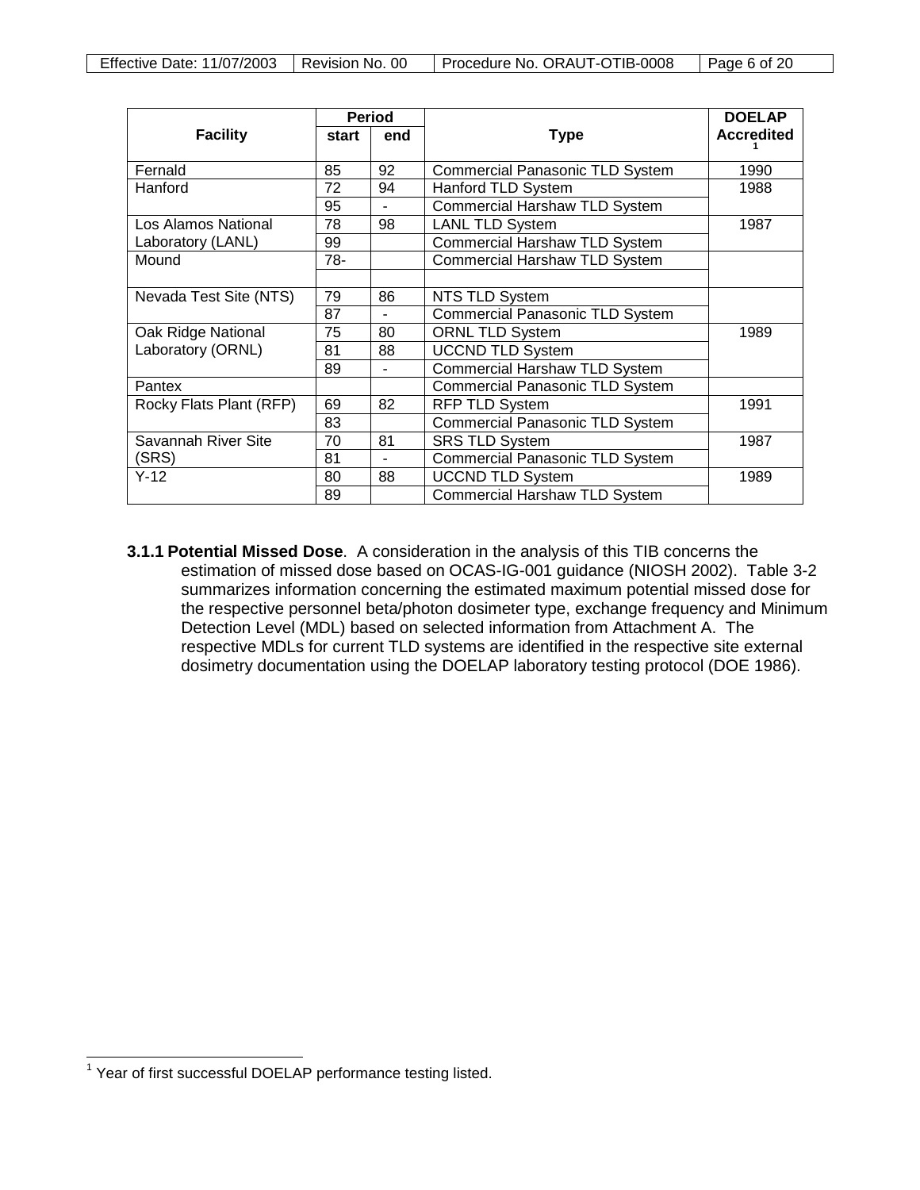| Facility | Period | | Type | DOELAP Accredited [1] |
|---|---|---|---|---|
| | start | end | | |
| Fernald | 85 | 92 | Commercial Panasonic TLD System | 1990 |
| Hanford | 72 | 94 | Hanford TLD System | 1988 |
| | 95 | - | Commercial Harshaw TLD System | |
| Los Alamos National Laboratory (LANL) | 78 | 98 | LANL TLD System | 1987 |
| | 99 | | Commercial Harshaw TLD System | |
| Mound | 78- | | Commercial Harshaw TLD System | |
| | | | | |
| Nevada Test Site (NTS) | 79 | 86 | NTS TLD System | |
| | 87 | - | Commercial Panasonic TLD System | |
| Oak Ridge National Laboratory (ORNL) | 75 | 80 | ORNL TLD System | 1989 |
| | 81 | 88 | UCCND TLD System | |
| | 89 | - | Commercial Harshaw TLD System | |
| Pantex | | | Commercial Panasonic TLD System | |
| Rocky Flats Plant (RFP) | 69 | 82 | RFP TLD System | 1991 |
| | 83 | | Commercial Panasonic TLD System | |
| Savannah River Site (SRS) | 70 | 81 | SRS TLD System | 1987 |
| | 81 | - | Commercial Panasonic TLD System | |
| Y-12 | 80 | 88 | UCCND TLD System | 1989 |
| | 89 | | Commercial Harshaw TLD System | |

**3.1.1 Potential Missed Dose**. A consideration in the analysis of this TIB concerns the estimation of missed dose based on OCAS-IG-001 guidance (NIOSH 2002). Table 3-2 summarizes information concerning the estimated maximum potential missed dose for the respective personnel beta/photon dosimeter type, exchange frequency and Minimum Detection Level (MDL) based on selected information from Attachment A. The respective MDLs for current TLD systems are identified in the respective site external dosimetry documentation using the DOELAP laboratory testing protocol (DOE 1986).

[1] Year of first successful DOELAP performance testing listed.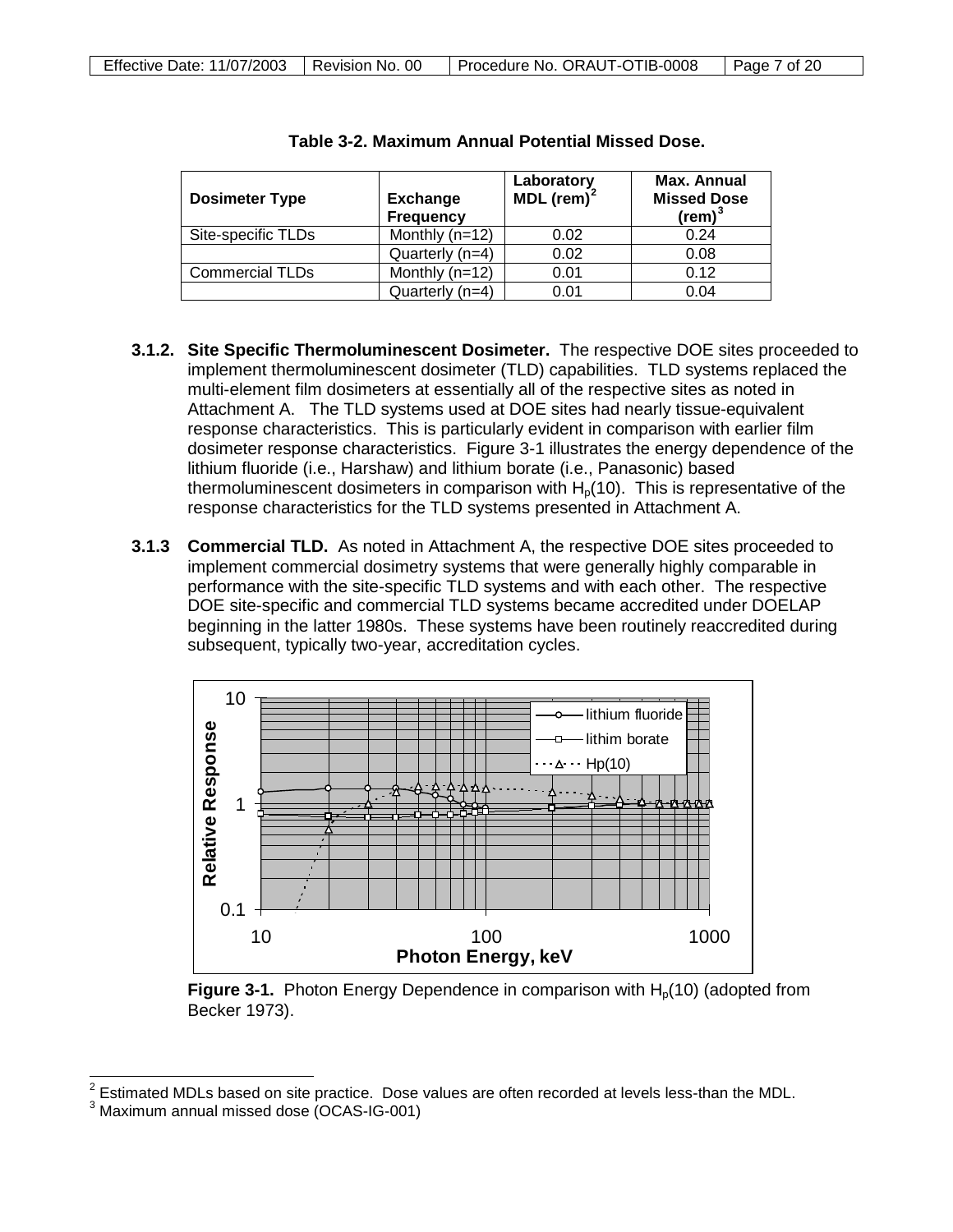**Table 3-2. Maximum Annual Potential Missed Dose.**

| Dosimeter Type | Exchange Frequency | Laboratory MDL (rem)[2] | Max. Annual Missed Dose (rem)[3] |
|---|---|---|---|
| Site-specific TLDs | Monthly (n=12) | 0.02 | 0.24 |
| | Quarterly (n=4) | 0.02 | 0.08 |
| Commercial TLDs | Monthly (n=12) | 0.01 | 0.12 |
| | Quarterly (n=4) | 0.01 | 0.04 |

**3.1.2. Site Specific Thermoluminescent Dosimeter.** The respective DOE sites proceeded to implement thermoluminescent dosimeter (TLD) capabilities. TLD systems replaced the multi-element film dosimeters at essentially all of the respective sites as noted in Attachment A. The TLD systems used at DOE sites had nearly tissue-equivalent response characteristics. This is particularly evident in comparison with earlier film dosimeter response characteristics. Figure 3-1 illustrates the energy dependence of the lithium fluoride (i.e., Harshaw) and lithium borate (i.e., Panasonic) based thermoluminescent dosimeters in comparison with $H_p(10)$. This is representative of the response characteristics for the TLD systems presented in Attachment A.

**3.1.3 Commercial TLD.** As noted in Attachment A, the respective DOE sites proceeded to implement commercial dosimetry systems that were generally highly comparable in performance with the site-specific TLD systems and with each other. The respective DOE site-specific and commercial TLD systems became accredited under DOELAP beginning in the latter 1980s. These systems have been routinely reaccredited during subsequent, typically two-year, accreditation cycles.

**Figure 3-1.** Photon Energy Dependence in comparison with $H_p(10)$ (adopted from Becker 1973).

[2] Estimated MDLs based on site practice. Dose values are often recorded at levels less-than the MDL.

[3] Maximum annual missed dose (OCAS-IG-001)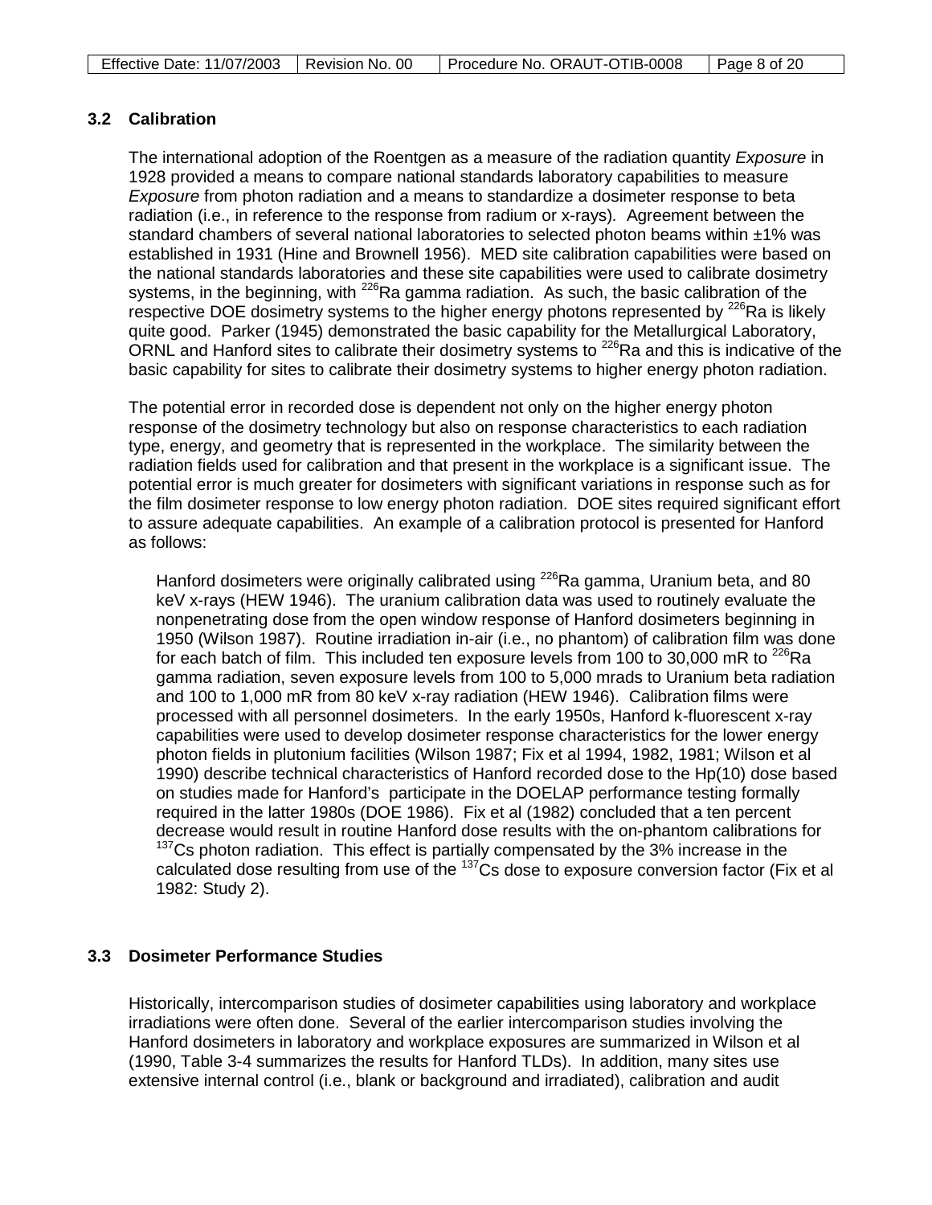### 3.2 Calibration

The international adoption of the Roentgen as a measure of the radiation quantity *Exposure* in 1928 provided a means to compare national standards laboratory capabilities to measure *Exposure* from photon radiation and a means to standardize a dosimeter response to beta radiation (i.e., in reference to the response from radium or x-rays). Agreement between the standard chambers of several national laboratories to selected photon beams within ±1% was established in 1931 (Hine and Brownell 1956). MED site calibration capabilities were based on the national standards laboratories and these site capabilities were used to calibrate dosimetry systems, in the beginning, with $^{226}$Ra gamma radiation. As such, the basic calibration of the respective DOE dosimetry systems to the higher energy photons represented by $^{226}$Ra is likely quite good. Parker (1945) demonstrated the basic capability for the Metallurgical Laboratory, ORNL and Hanford sites to calibrate their dosimetry systems to $^{226}$Ra and this is indicative of the basic capability for sites to calibrate their dosimetry systems to higher energy photon radiation.

The potential error in recorded dose is dependent not only on the higher energy photon response of the dosimetry technology but also on response characteristics to each radiation type, energy, and geometry that is represented in the workplace. The similarity between the radiation fields used for calibration and that present in the workplace is a significant issue. The potential error is much greater for dosimeters with significant variations in response such as for the film dosimeter response to low energy photon radiation. DOE sites required significant effort to assure adequate capabilities. An example of a calibration protocol is presented for Hanford as follows:

> Hanford dosimeters were originally calibrated using $^{226}$Ra gamma, Uranium beta, and 80 keV x-rays (HEW 1946). The uranium calibration data was used to routinely evaluate the nonpenetrating dose from the open window response of Hanford dosimeters beginning in 1950 (Wilson 1987). Routine irradiation in-air (i.e., no phantom) of calibration film was done for each batch of film. This included ten exposure levels from 100 to 30,000 mR to $^{226}$Ra gamma radiation, seven exposure levels from 100 to 5,000 mrads to Uranium beta radiation and 100 to 1,000 mR from 80 keV x-ray radiation (HEW 1946). Calibration films were processed with all personnel dosimeters. In the early 1950s, Hanford k-fluorescent x-ray capabilities were used to develop dosimeter response characteristics for the lower energy photon fields in plutonium facilities (Wilson 1987; Fix et al 1994, 1982, 1981; Wilson et al 1990) describe technical characteristics of Hanford recorded dose to the Hp(10) dose based on studies made for Hanford's participate in the DOELAP performance testing formally required in the latter 1980s (DOE 1986). Fix et al (1982) concluded that a ten percent decrease would result in routine Hanford dose results with the on-phantom calibrations for $^{137}$Cs photon radiation. This effect is partially compensated by the 3% increase in the calculated dose resulting from use of the $^{137}$Cs dose to exposure conversion factor (Fix et al 1982: Study 2).

### 3.3 Dosimeter Performance Studies

Historically, intercomparison studies of dosimeter capabilities using laboratory and workplace irradiations were often done. Several of the earlier intercomparison studies involving the Hanford dosimeters in laboratory and workplace exposures are summarized in Wilson et al (1990, Table 3-4 summarizes the results for Hanford TLDs). In addition, many sites use extensive internal control (i.e., blank or background and irradiated), calibration and audit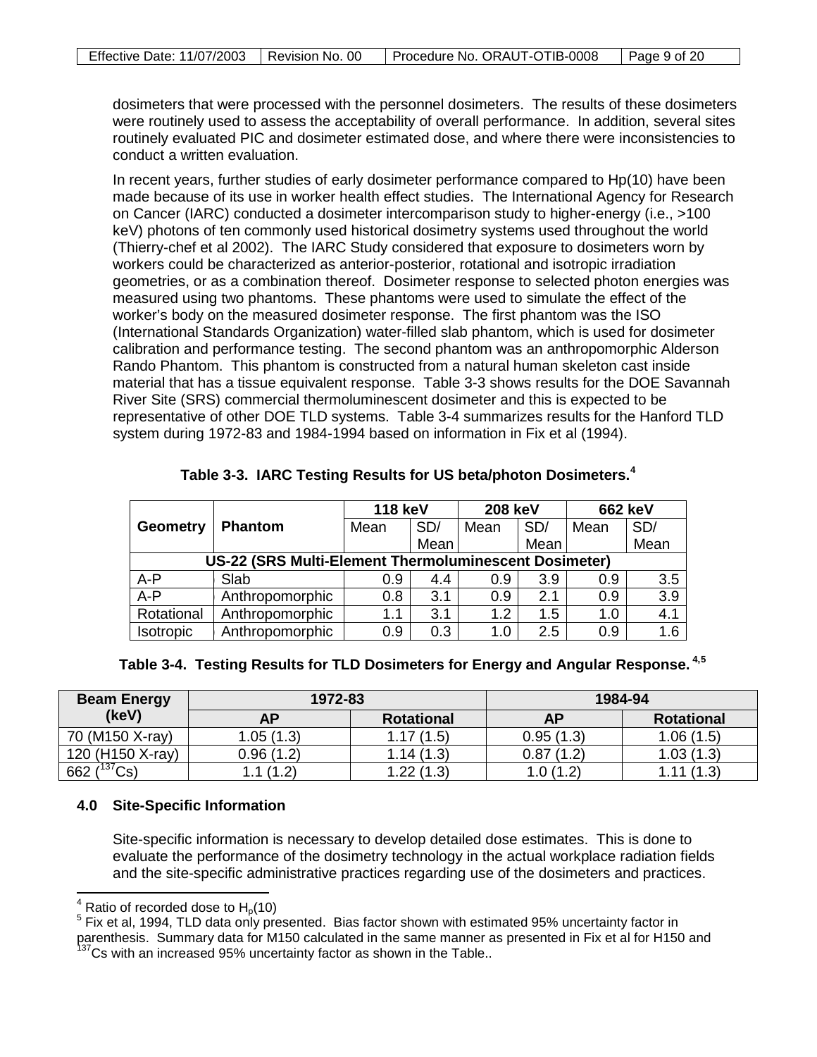dosimeters that were processed with the personnel dosimeters. The results of these dosimeters were routinely used to assess the acceptability of overall performance. In addition, several sites routinely evaluated PIC and dosimeter estimated dose, and where there were inconsistencies to conduct a written evaluation.

In recent years, further studies of early dosimeter performance compared to Hp(10) have been made because of its use in worker health effect studies. The International Agency for Research on Cancer (IARC) conducted a dosimeter intercomparison study to higher-energy (i.e., >100 keV) photons of ten commonly used historical dosimetry systems used throughout the world (Thierry-chef et al 2002). The IARC Study considered that exposure to dosimeters worn by workers could be characterized as anterior-posterior, rotational and isotropic irradiation geometries, or as a combination thereof. Dosimeter response to selected photon energies was measured using two phantoms. These phantoms were used to simulate the effect of the worker's body on the measured dosimeter response. The first phantom was the ISO (International Standards Organization) water-filled slab phantom, which is used for dosimeter calibration and performance testing. The second phantom was an anthropomorphic Alderson Rando Phantom. This phantom is constructed from a natural human skeleton cast inside material that has a tissue equivalent response. Table 3-3 shows results for the DOE Savannah River Site (SRS) commercial thermoluminescent dosimeter and this is expected to be representative of other DOE TLD systems. Table 3-4 summarizes results for the Hanford TLD system during 1972-83 and 1984-1994 based on information in Fix et al (1994).

**Table 3-3. IARC Testing Results for US beta/photon Dosimeters.[4]**

| Geometry | Phantom | 118 keV | | 208 keV | | 662 keV | |
|---|---|---|---|---|---|---|---|
| | | Mean | SD/ Mean | Mean | SD/ Mean | Mean | SD/ Mean |
| **US-22 (SRS Multi-Element Thermoluminescent Dosimeter)** | | | | | | | |
| A-P | Slab | 0.9 | 4.4 | 0.9 | 3.9 | 0.9 | 3.5 |
| A-P | Anthropomorphic | 0.8 | 3.1 | 0.9 | 2.1 | 0.9 | 3.9 |
| Rotational | Anthropomorphic | 1.1 | 3.1 | 1.2 | 1.5 | 1.0 | 4.1 |
| Isotropic | Anthropomorphic | 0.9 | 0.3 | 1.0 | 2.5 | 0.9 | 1.6 |

**Table 3-4. Testing Results for TLD Dosimeters for Energy and Angular Response.[4,5]**

| Beam Energy (keV) | 1972-83 | | 1984-94 | |
|---|---|---|---|---|
| | AP | Rotational | AP | Rotational |
| 70 (M150 X-ray) | 1.05 (1.3) | 1.17 (1.5) | 0.95 (1.3) | 1.06 (1.5) |
| 120 (H150 X-ray) | 0.96 (1.2) | 1.14 (1.3) | 0.87 (1.2) | 1.03 (1.3) |
| 662 ($^{137}$Cs) | 1.1 (1.2) | 1.22 (1.3) | 1.0 (1.2) | 1.11 (1.3) |

## 4.0 Site-Specific Information

Site-specific information is necessary to develop detailed dose estimates. This is done to evaluate the performance of the dosimetry technology in the actual workplace radiation fields and the site-specific administrative practices regarding use of the dosimeters and practices.

---

[4] Ratio of recorded dose to $H_p(10)$

[5] Fix et al, 1994, TLD data only presented. Bias factor shown with estimated 95% uncertainty factor in parenthesis. Summary data for M150 calculated in the same manner as presented in Fix et al for H150 and $^{137}$Cs with an increased 95% uncertainty factor as shown in the Table..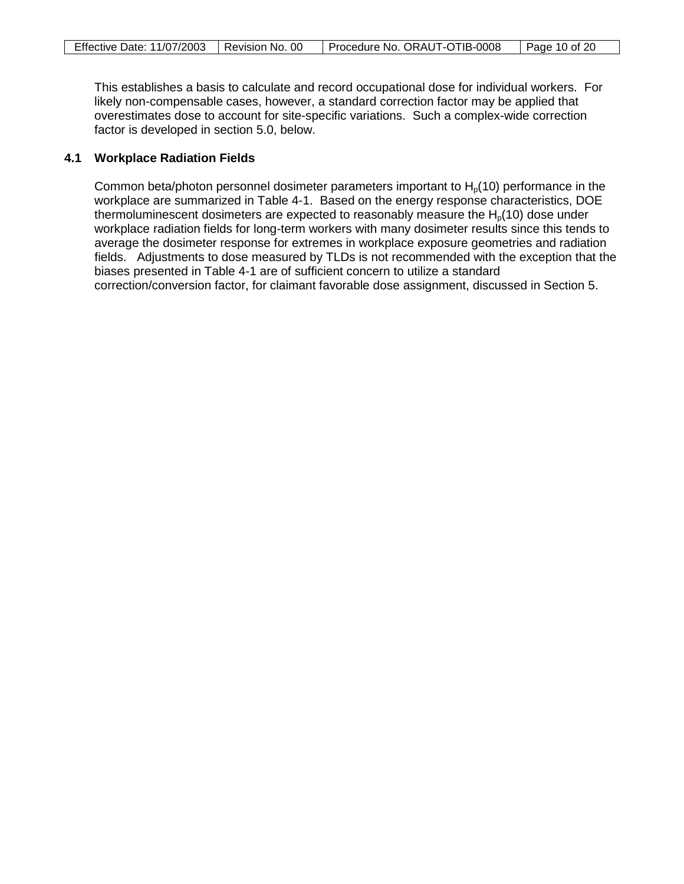This establishes a basis to calculate and record occupational dose for individual workers. For likely non-compensable cases, however, a standard correction factor may be applied that overestimates dose to account for site-specific variations. Such a complex-wide correction factor is developed in section 5.0, below.

## 4.1 Workplace Radiation Fields

Common beta/photon personnel dosimeter parameters important to $H_p(10)$ performance in the workplace are summarized in Table 4-1. Based on the energy response characteristics, DOE thermoluminescent dosimeters are expected to reasonably measure the $H_p(10)$ dose under workplace radiation fields for long-term workers with many dosimeter results since this tends to average the dosimeter response for extremes in workplace exposure geometries and radiation fields. Adjustments to dose measured by TLDs is not recommended with the exception that the biases presented in Table 4-1 are of sufficient concern to utilize a standard correction/conversion factor, for claimant favorable dose assignment, discussed in Section 5.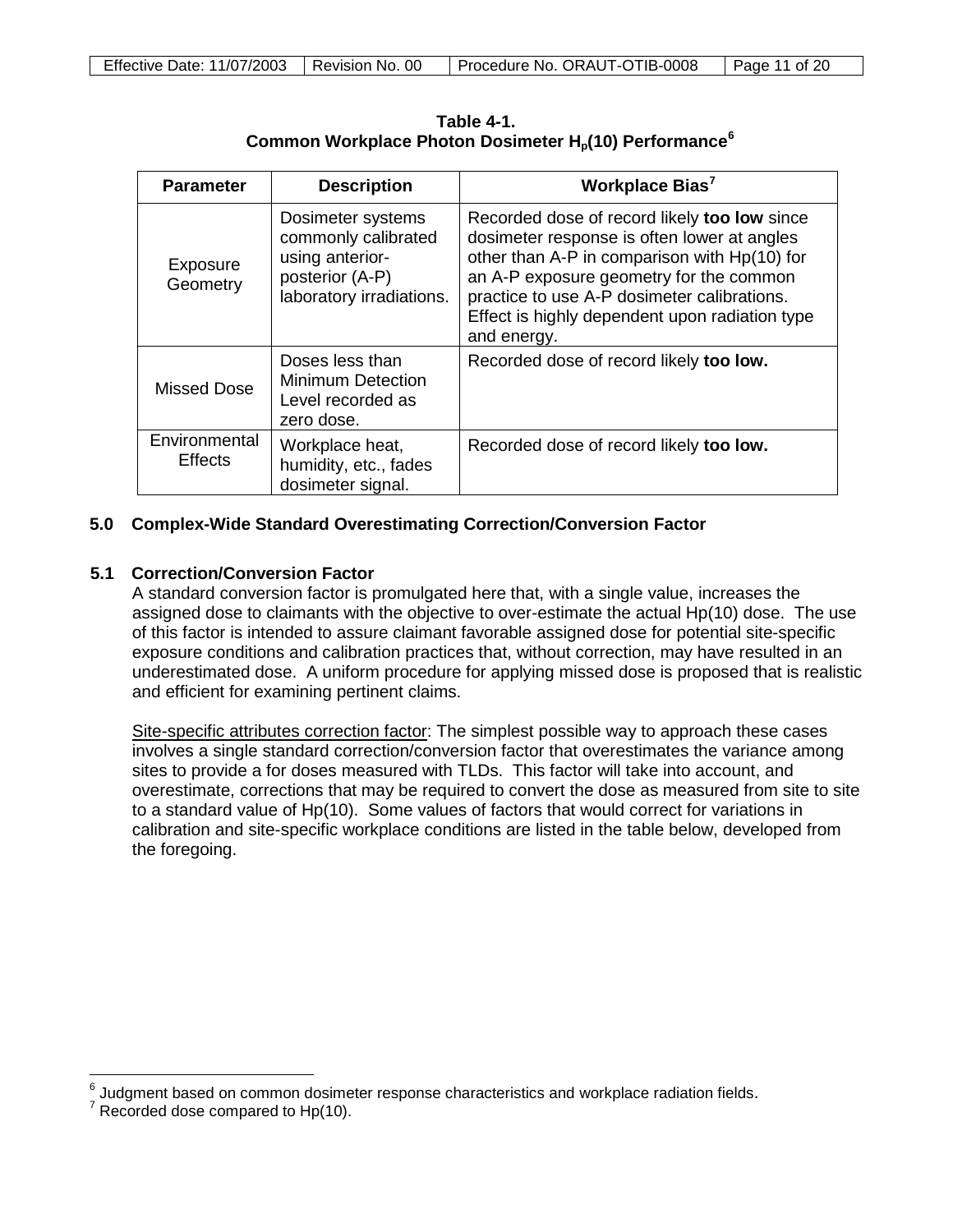**Table 4-1.**
**Common Workplace Photon Dosimeter $H_p(10)$ Performance[6]**

| Parameter | Description | Workplace Bias[7] |
|---|---|---|
| Exposure Geometry | Dosimeter systems commonly calibrated using anterior-posterior (A-P) laboratory irradiations. | Recorded dose of record likely **too low** since dosimeter response is often lower at angles other than A-P in comparison with Hp(10) for an A-P exposure geometry for the common practice to use A-P dosimeter calibrations. Effect is highly dependent upon radiation type and energy. |
| Missed Dose | Doses less than Minimum Detection Level recorded as zero dose. | Recorded dose of record likely **too low.** |
| Environmental Effects | Workplace heat, humidity, etc., fades dosimeter signal. | Recorded dose of record likely **too low.** |

## 5.0 Complex-Wide Standard Overestimating Correction/Conversion Factor

### 5.1 Correction/Conversion Factor

A standard conversion factor is promulgated here that, with a single value, increases the assigned dose to claimants with the objective to over-estimate the actual Hp(10) dose. The use of this factor is intended to assure claimant favorable assigned dose for potential site-specific exposure conditions and calibration practices that, without correction, may have resulted in an underestimated dose. A uniform procedure for applying missed dose is proposed that is realistic and efficient for examining pertinent claims.

<u>Site-specific attributes correction factor</u>: The simplest possible way to approach these cases involves a single standard correction/conversion factor that overestimates the variance among sites to provide a for doses measured with TLDs. This factor will take into account, and overestimate, corrections that may be required to convert the dose as measured from site to site to a standard value of Hp(10). Some values of factors that would correct for variations in calibration and site-specific workplace conditions are listed in the table below, developed from the foregoing.

---

[6] Judgment based on common dosimeter response characteristics and workplace radiation fields.

[7] Recorded dose compared to Hp(10).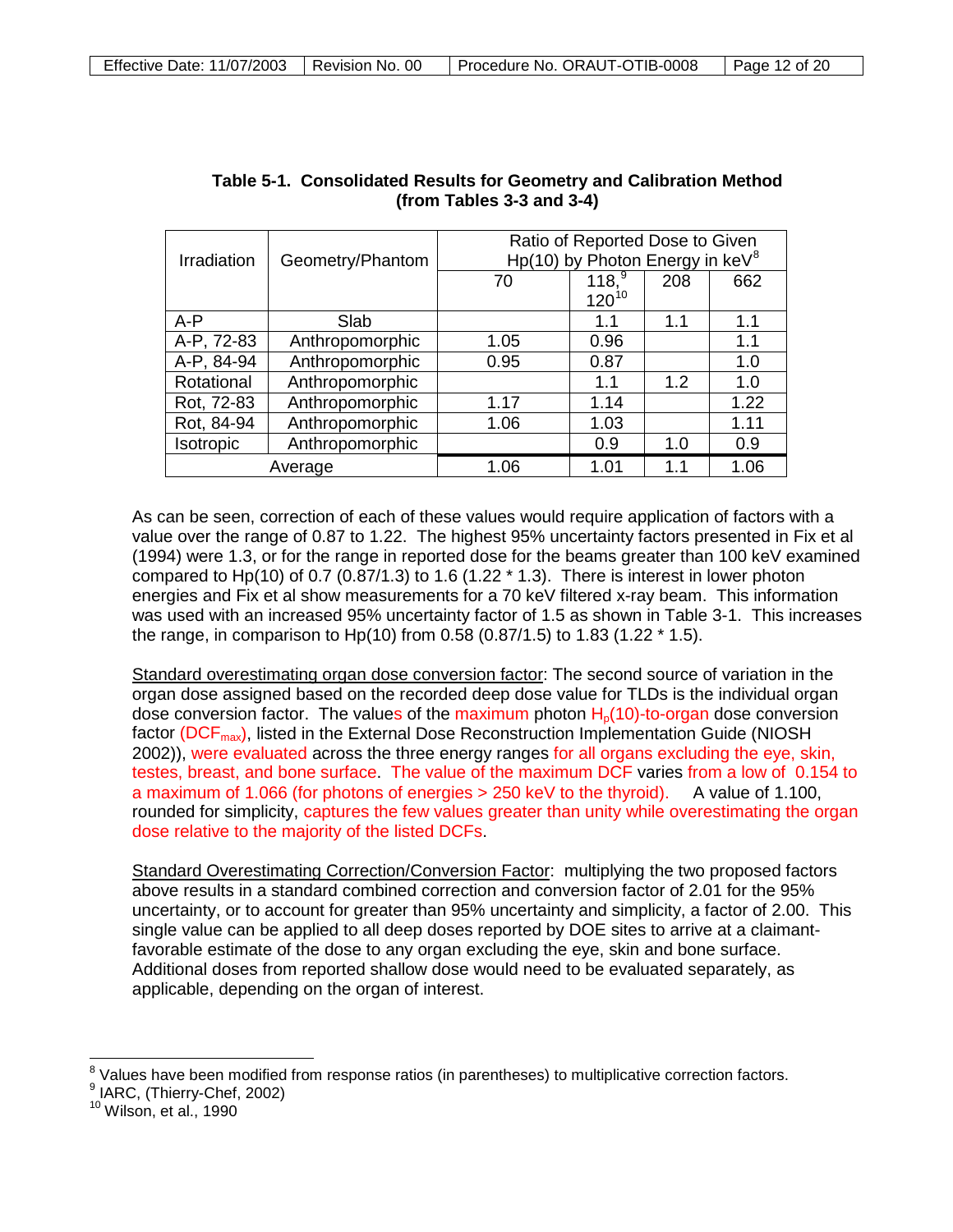**Table 5-1. Consolidated Results for Geometry and Calibration Method (from Tables 3-3 and 3-4)**

| Irradiation | Geometry/Phantom | Ratio of Reported Dose to Given Hp(10) by Photon Energy in keV[8] | | | |
|---|---|---|---|---|---|
| | | 70 | 118,[9] 120[10] | 208 | 662 |
| A-P | Slab | | 1.1 | 1.1 | 1.1 |
| A-P, 72-83 | Anthropomorphic | 1.05 | 0.96 | | 1.1 |
| A-P, 84-94 | Anthropomorphic | 0.95 | 0.87 | | 1.0 |
| Rotational | Anthropomorphic | | 1.1 | 1.2 | 1.0 |
| Rot, 72-83 | Anthropomorphic | 1.17 | 1.14 | | 1.22 |
| Rot, 84-94 | Anthropomorphic | 1.06 | 1.03 | | 1.11 |
| Isotropic | Anthropomorphic | | 0.9 | 1.0 | 0.9 |
| Average | | 1.06 | 1.01 | 1.1 | 1.06 |

As can be seen, correction of each of these values would require application of factors with a value over the range of 0.87 to 1.22. The highest 95% uncertainty factors presented in Fix et al (1994) were 1.3, or for the range in reported dose for the beams greater than 100 keV examined compared to Hp(10) of 0.7 (0.87/1.3) to 1.6 (1.22 * 1.3). There is interest in lower photon energies and Fix et al show measurements for a 70 keV filtered x-ray beam. This information was used with an increased 95% uncertainty factor of 1.5 as shown in Table 3-1. This increases the range, in comparison to Hp(10) from 0.58 (0.87/1.5) to 1.83 (1.22 * 1.5).

Standard overestimating organ dose conversion factor: The second source of variation in the organ dose assigned based on the recorded deep dose value for TLDs is the individual organ dose conversion factor. The values of the maximum photon $H_p(10)$-to-organ dose conversion factor ($DCF_{max}$), listed in the External Dose Reconstruction Implementation Guide (NIOSH 2002)), were evaluated across the three energy ranges for all organs excluding the eye, skin, testes, breast, and bone surface. The value of the maximum DCF varies from a low of 0.154 to a maximum of 1.066 (for photons of energies > 250 keV to the thyroid). A value of 1.100, rounded for simplicity, captures the few values greater than unity while overestimating the organ dose relative to the majority of the listed DCFs.

Standard Overestimating Correction/Conversion Factor: multiplying the two proposed factors above results in a standard combined correction and conversion factor of 2.01 for the 95% uncertainty, or to account for greater than 95% uncertainty and simplicity, a factor of 2.00. This single value can be applied to all deep doses reported by DOE sites to arrive at a claimant-favorable estimate of the dose to any organ excluding the eye, skin and bone surface. Additional doses from reported shallow dose would need to be evaluated separately, as applicable, depending on the organ of interest.

---

[8] Values have been modified from response ratios (in parentheses) to multiplicative correction factors.
[9] IARC, (Thierry-Chef, 2002)
[10] Wilson, et al., 1990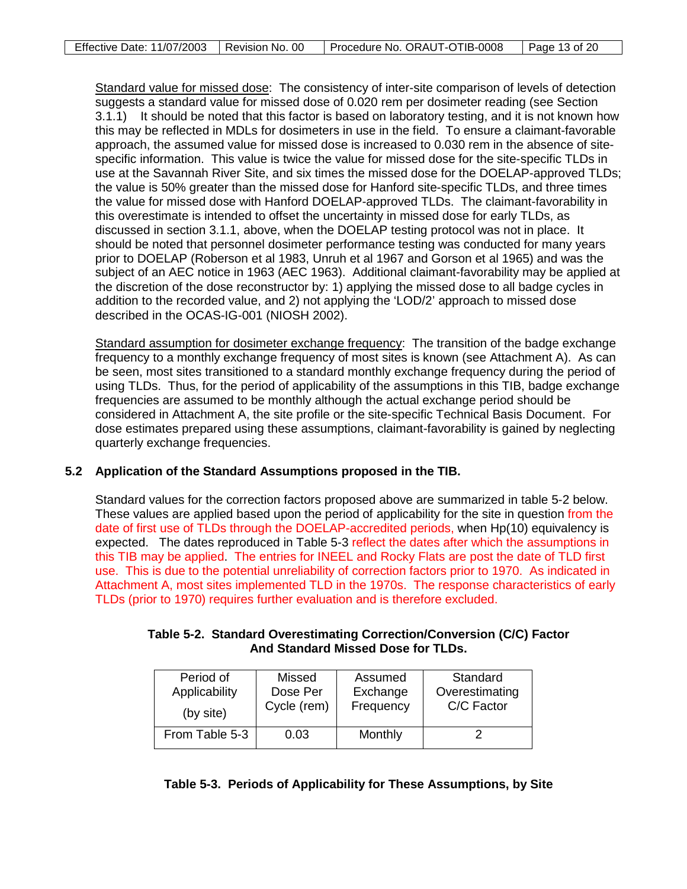Standard value for missed dose: The consistency of inter-site comparison of levels of detection suggests a standard value for missed dose of 0.020 rem per dosimeter reading (see Section 3.1.1) It should be noted that this factor is based on laboratory testing, and it is not known how this may be reflected in MDLs for dosimeters in use in the field. To ensure a claimant-favorable approach, the assumed value for missed dose is increased to 0.030 rem in the absence of site-specific information. This value is twice the value for missed dose for the site-specific TLDs in use at the Savannah River Site, and six times the missed dose for the DOELAP-approved TLDs; the value is 50% greater than the missed dose for Hanford site-specific TLDs, and three times the value for missed dose with Hanford DOELAP-approved TLDs. The claimant-favorability in this overestimate is intended to offset the uncertainty in missed dose for early TLDs, as discussed in section 3.1.1, above, when the DOELAP testing protocol was not in place. It should be noted that personnel dosimeter performance testing was conducted for many years prior to DOELAP (Roberson et al 1983, Unruh et al 1967 and Gorson et al 1965) and was the subject of an AEC notice in 1963 (AEC 1963). Additional claimant-favorability may be applied at the discretion of the dose reconstructor by: 1) applying the missed dose to all badge cycles in addition to the recorded value, and 2) not applying the 'LOD/2' approach to missed dose described in the OCAS-IG-001 (NIOSH 2002).

Standard assumption for dosimeter exchange frequency: The transition of the badge exchange frequency to a monthly exchange frequency of most sites is known (see Attachment A). As can be seen, most sites transitioned to a standard monthly exchange frequency during the period of using TLDs. Thus, for the period of applicability of the assumptions in this TIB, badge exchange frequencies are assumed to be monthly although the actual exchange period should be considered in Attachment A, the site profile or the site-specific Technical Basis Document. For dose estimates prepared using these assumptions, claimant-favorability is gained by neglecting quarterly exchange frequencies.

## 5.2 Application of the Standard Assumptions proposed in the TIB.

Standard values for the correction factors proposed above are summarized in table 5-2 below. These values are applied based upon the period of applicability for the site in question from the date of first use of TLDs through the DOELAP-accredited periods, when Hp(10) equivalency is expected. The dates reproduced in Table 5-3 reflect the dates after which the assumptions in this TIB may be applied. The entries for INEEL and Rocky Flats are post the date of TLD first use. This is due to the potential unreliability of correction factors prior to 1970. As indicated in Attachment A, most sites implemented TLD in the 1970s. The response characteristics of early TLDs (prior to 1970) requires further evaluation and is therefore excluded.

**Table 5-2. Standard Overestimating Correction/Conversion (C/C) Factor And Standard Missed Dose for TLDs.**

| Period of Applicability (by site) | Missed Dose Per Cycle (rem) | Assumed Exchange Frequency | Standard Overestimating C/C Factor |
|---|---|---|---|
| From Table 5-3 | 0.03 | Monthly | 2 |

**Table 5-3. Periods of Applicability for These Assumptions, by Site**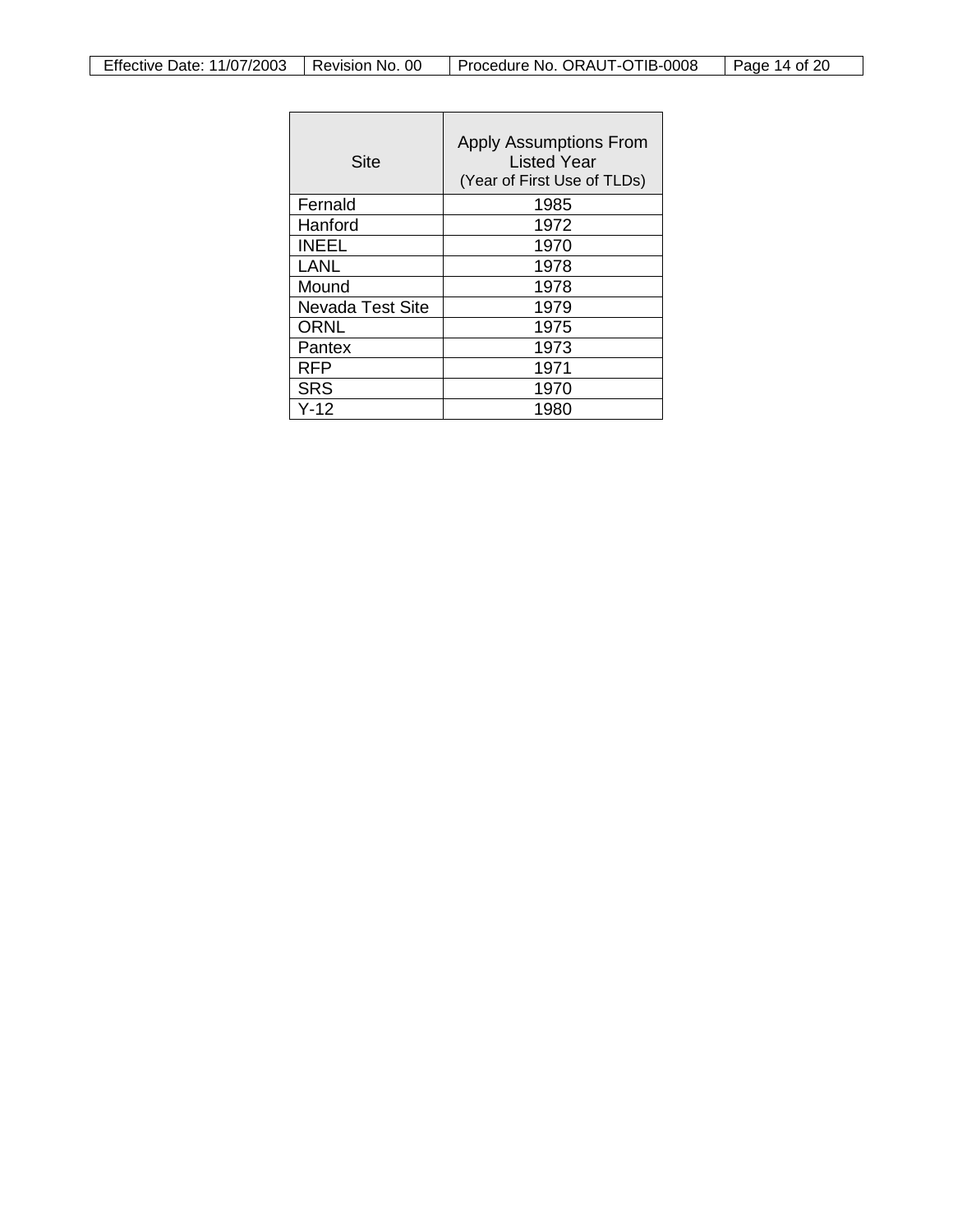| Site | Apply Assumptions From Listed Year (Year of First Use of TLDs) |
|---|---|
| Fernald | 1985 |
| Hanford | 1972 |
| INEEL | 1970 |
| LANL | 1978 |
| Mound | 1978 |
| Nevada Test Site | 1979 |
| ORNL | 1975 |
| Pantex | 1973 |
| RFP | 1971 |
| SRS | 1970 |
| Y-12 | 1980 |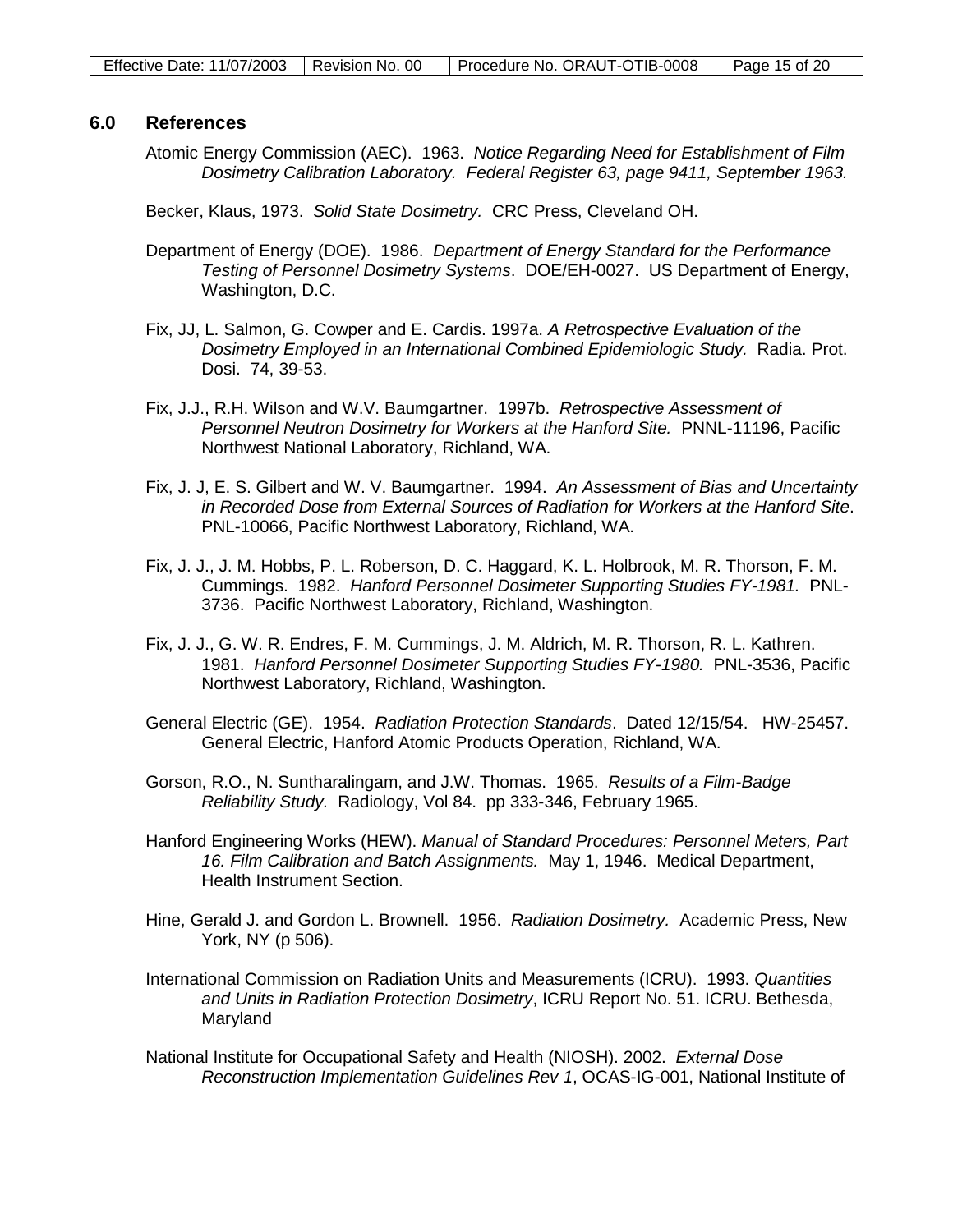## 6.0 References

Atomic Energy Commission (AEC). 1963. *Notice Regarding Need for Establishment of Film Dosimetry Calibration Laboratory. Federal Register 63, page 9411, September 1963.*

Becker, Klaus, 1973. *Solid State Dosimetry.* CRC Press, Cleveland OH.

Department of Energy (DOE). 1986. *Department of Energy Standard for the Performance Testing of Personnel Dosimetry Systems*. DOE/EH-0027. US Department of Energy, Washington, D.C.

Fix, JJ, L. Salmon, G. Cowper and E. Cardis. 1997a. *A Retrospective Evaluation of the Dosimetry Employed in an International Combined Epidemiologic Study.* Radia. Prot. Dosi. 74, 39-53.

Fix, J.J., R.H. Wilson and W.V. Baumgartner. 1997b. *Retrospective Assessment of Personnel Neutron Dosimetry for Workers at the Hanford Site.* PNNL-11196, Pacific Northwest National Laboratory, Richland, WA.

Fix, J. J, E. S. Gilbert and W. V. Baumgartner. 1994. *An Assessment of Bias and Uncertainty in Recorded Dose from External Sources of Radiation for Workers at the Hanford Site*. PNL-10066, Pacific Northwest Laboratory, Richland, WA.

Fix, J. J., J. M. Hobbs, P. L. Roberson, D. C. Haggard, K. L. Holbrook, M. R. Thorson, F. M. Cummings. 1982. *Hanford Personnel Dosimeter Supporting Studies FY-1981.* PNL-3736. Pacific Northwest Laboratory, Richland, Washington.

Fix, J. J., G. W. R. Endres, F. M. Cummings, J. M. Aldrich, M. R. Thorson, R. L. Kathren. 1981. *Hanford Personnel Dosimeter Supporting Studies FY-1980.* PNL-3536, Pacific Northwest Laboratory, Richland, Washington.

General Electric (GE). 1954. *Radiation Protection Standards*. Dated 12/15/54. HW-25457. General Electric, Hanford Atomic Products Operation, Richland, WA.

Gorson, R.O., N. Suntharalingam, and J.W. Thomas. 1965. *Results of a Film-Badge Reliability Study.* Radiology, Vol 84. pp 333-346, February 1965.

Hanford Engineering Works (HEW). *Manual of Standard Procedures: Personnel Meters, Part 16. Film Calibration and Batch Assignments.* May 1, 1946. Medical Department, Health Instrument Section.

Hine, Gerald J. and Gordon L. Brownell. 1956. *Radiation Dosimetry.* Academic Press, New York, NY (p 506).

International Commission on Radiation Units and Measurements (ICRU). 1993. *Quantities and Units in Radiation Protection Dosimetry*, ICRU Report No. 51. ICRU. Bethesda, Maryland

National Institute for Occupational Safety and Health (NIOSH). 2002. *External Dose Reconstruction Implementation Guidelines Rev 1*, OCAS-IG-001, National Institute of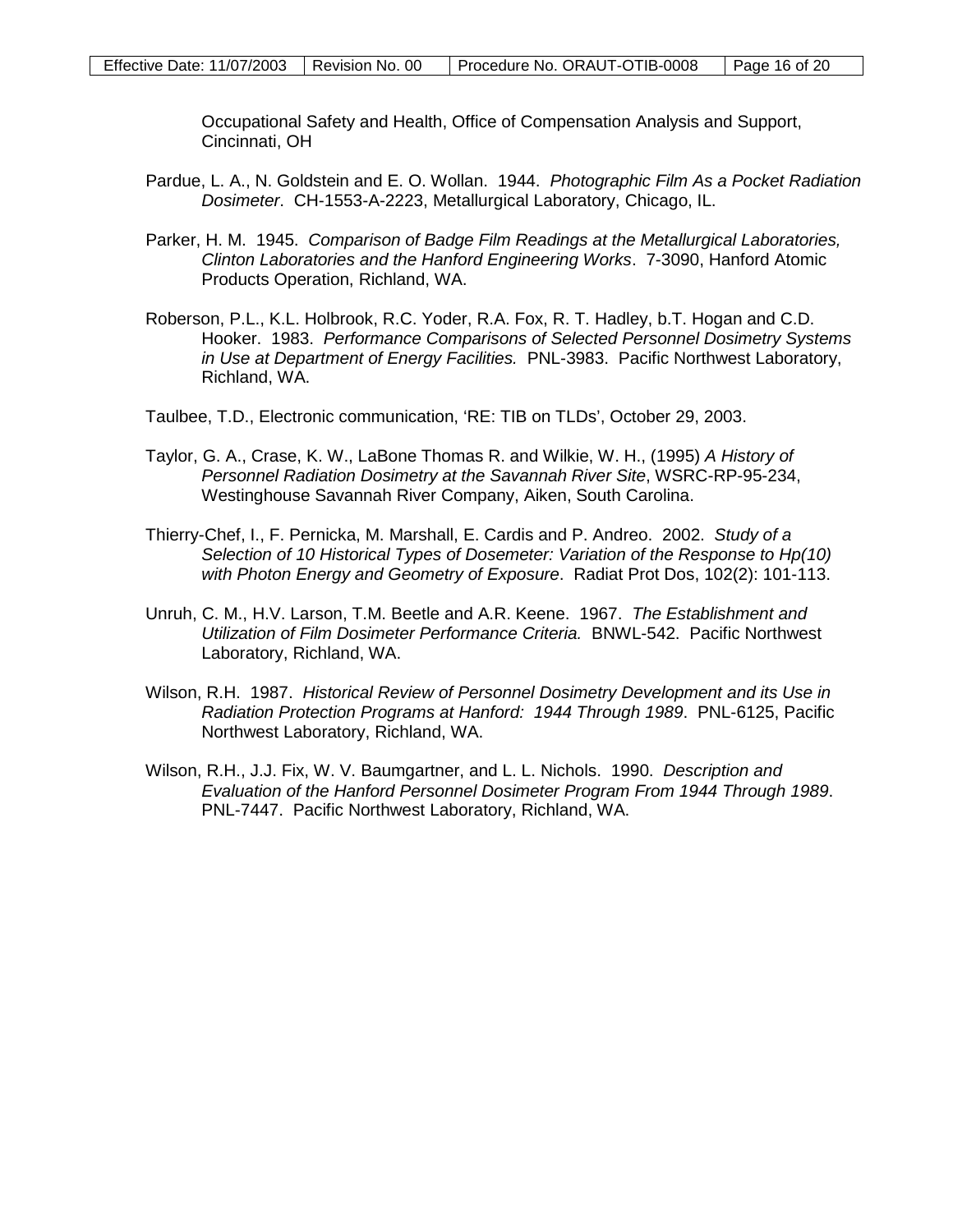Occupational Safety and Health, Office of Compensation Analysis and Support, Cincinnati, OH

Pardue, L. A., N. Goldstein and E. O. Wollan. 1944. *Photographic Film As a Pocket Radiation Dosimeter*. CH-1553-A-2223, Metallurgical Laboratory, Chicago, IL.

Parker, H. M. 1945. *Comparison of Badge Film Readings at the Metallurgical Laboratories, Clinton Laboratories and the Hanford Engineering Works*. 7-3090, Hanford Atomic Products Operation, Richland, WA.

Roberson, P.L., K.L. Holbrook, R.C. Yoder, R.A. Fox, R. T. Hadley, b.T. Hogan and C.D. Hooker. 1983. *Performance Comparisons of Selected Personnel Dosimetry Systems in Use at Department of Energy Facilities.* PNL-3983. Pacific Northwest Laboratory, Richland, WA.

Taulbee, T.D., Electronic communication, 'RE: TIB on TLDs', October 29, 2003.

Taylor, G. A., Crase, K. W., LaBone Thomas R. and Wilkie, W. H., (1995) *A History of Personnel Radiation Dosimetry at the Savannah River Site*, WSRC-RP-95-234, Westinghouse Savannah River Company, Aiken, South Carolina.

Thierry-Chef, I., F. Pernicka, M. Marshall, E. Cardis and P. Andreo. 2002. *Study of a Selection of 10 Historical Types of Dosemeter: Variation of the Response to Hp(10) with Photon Energy and Geometry of Exposure*. Radiat Prot Dos, 102(2): 101-113.

Unruh, C. M., H.V. Larson, T.M. Beetle and A.R. Keene. 1967. *The Establishment and Utilization of Film Dosimeter Performance Criteria.* BNWL-542. Pacific Northwest Laboratory, Richland, WA.

Wilson, R.H. 1987. *Historical Review of Personnel Dosimetry Development and its Use in Radiation Protection Programs at Hanford: 1944 Through 1989*. PNL-6125, Pacific Northwest Laboratory, Richland, WA.

Wilson, R.H., J.J. Fix, W. V. Baumgartner, and L. L. Nichols. 1990. *Description and Evaluation of the Hanford Personnel Dosimeter Program From 1944 Through 1989*. PNL-7447. Pacific Northwest Laboratory, Richland, WA.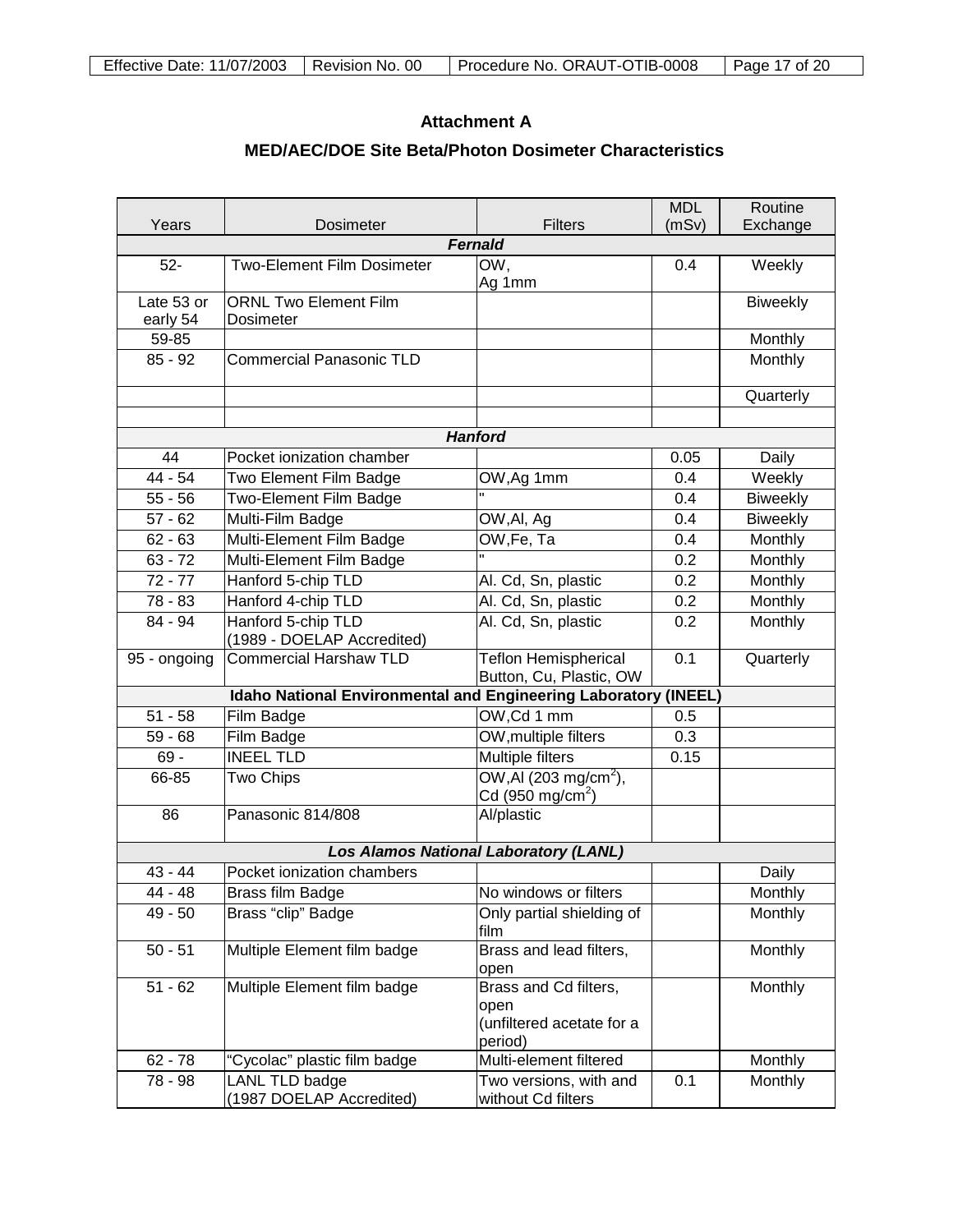## Attachment A

### MED/AEC/DOE Site Beta/Photon Dosimeter Characteristics

| Years | Dosimeter | Filters | MDL (mSv) | Routine Exchange |
|---|---|---|---|---|
| | | ***Fernald*** | | |
| 52- | Two-Element Film Dosimeter | OW, Ag 1mm | 0.4 | Weekly |
| Late 53 or early 54 | ORNL Two Element Film Dosimeter | | | Biweekly |
| 59-85 | | | | Monthly |
| 85 - 92 | Commercial Panasonic TLD | | | Monthly |
| | | | | Quarterly |
| | | | | |
| | | ***Hanford*** | | |
| 44 | Pocket ionization chamber | | 0.05 | Daily |
| 44 - 54 | Two Element Film Badge | OW,Ag 1mm | 0.4 | Weekly |
| 55 - 56 | Two-Element Film Badge | " | 0.4 | Biweekly |
| 57 - 62 | Multi-Film Badge | OW,Al, Ag | 0.4 | Biweekly |
| 62 - 63 | Multi-Element Film Badge | OW,Fe, Ta | 0.4 | Monthly |
| 63 - 72 | Multi-Element Film Badge | " | 0.2 | Monthly |
| 72 - 77 | Hanford 5-chip TLD | Al. Cd, Sn, plastic | 0.2 | Monthly |
| 78 - 83 | Hanford 4-chip TLD | Al. Cd, Sn, plastic | 0.2 | Monthly |
| 84 - 94 | Hanford 5-chip TLD (1989 - DOELAP Accredited) | Al. Cd, Sn, plastic | 0.2 | Monthly |
| 95 - ongoing | Commercial Harshaw TLD | Teflon Hemispherical Button, Cu, Plastic, OW | 0.1 | Quarterly |
| | | **Idaho National Environmental and Engineering Laboratory (INEEL)** | | |
| 51 - 58 | Film Badge | OW,Cd 1 mm | 0.5 | |
| 59 - 68 | Film Badge | OW,multiple filters | 0.3 | |
| 69 - | INEEL TLD | Multiple filters | 0.15 | |
| 66-85 | Two Chips | OW,Al (203 mg/cm$^2$), Cd (950 mg/cm$^2$) | | |
| 86 | Panasonic 814/808 | Al/plastic | | |
| | | ***Los Alamos National Laboratory (LANL)*** | | |
| 43 - 44 | Pocket ionization chambers | | | Daily |
| 44 - 48 | Brass film Badge | No windows or filters | | Monthly |
| 49 - 50 | Brass "clip" Badge | Only partial shielding of film | | Monthly |
| 50 - 51 | Multiple Element film badge | Brass and lead filters, open | | Monthly |
| 51 - 62 | Multiple Element film badge | Brass and Cd filters, open (unfiltered acetate for a period) | | Monthly |
| 62 - 78 | "Cycolac" plastic film badge | Multi-element filtered | | Monthly |
| 78 - 98 | LANL TLD badge (1987 DOELAP Accredited) | Two versions, with and without Cd filters | 0.1 | Monthly |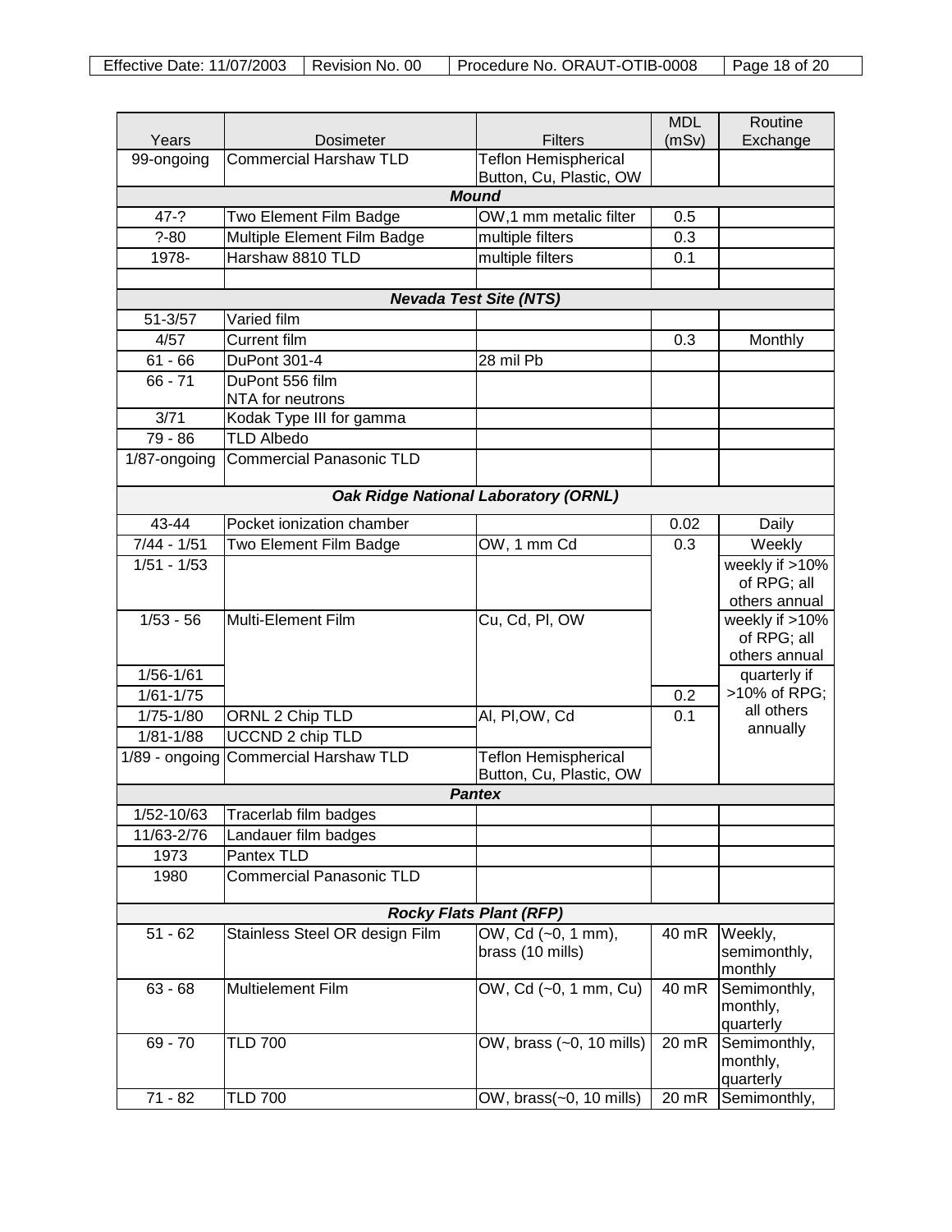| Years | Dosimeter | Filters | MDL (mSv) | Routine Exchange |
|---|---|---|---|---|
| 99-ongoing | Commercial Harshaw TLD | Teflon Hemispherical Button, Cu, Plastic, OW | | |
| ***Mound*** | | | | |
| 47-? | Two Element Film Badge | OW,1 mm metalic filter | 0.5 | |
| ?-80 | Multiple Element Film Badge | multiple filters | 0.3 | |
| 1978- | Harshaw 8810 TLD | multiple filters | 0.1 | |
| | | | | |
| ***Nevada Test Site (NTS)*** | | | | |
| 51-3/57 | Varied film | | | |
| 4/57 | Current film | | 0.3 | Monthly |
| 61 - 66 | DuPont 301-4 | 28 mil Pb | | |
| 66 - 71 | DuPont 556 film NTA for neutrons | | | |
| 3/71 | Kodak Type III for gamma | | | |
| 79 - 86 | TLD Albedo | | | |
| 1/87-ongoing | Commercial Panasonic TLD | | | |
| ***Oak Ridge National Laboratory (ORNL)*** | | | | |
| 43-44 | Pocket ionization chamber | | 0.02 | Daily |
| 7/44 - 1/51 | Two Element Film Badge | OW, 1 mm Cd | 0.3 | Weekly |
| 1/51 - 1/53 | | | | weekly if >10% of RPG; all others annual |
| 1/53 - 56 | Multi-Element Film | Cu, Cd, Pl, OW | | weekly if >10% of RPG; all others annual |
| 1/56-1/61 | | | | quarterly if >10% of RPG; all others annually |
| 1/61-1/75 | | | 0.2 | |
| 1/75-1/80 | ORNL 2 Chip TLD | Al, Pl,OW, Cd | 0.1 | |
| 1/81-1/88 | UCCND 2 chip TLD | | | |
| 1/89 - ongoing | Commercial Harshaw TLD | Teflon Hemispherical Button, Cu, Plastic, OW | | |
| ***Pantex*** | | | | |
| 1/52-10/63 | Tracerlab film badges | | | |
| 11/63-2/76 | Landauer film badges | | | |
| 1973 | Pantex TLD | | | |
| 1980 | Commercial Panasonic TLD | | | |
| ***Rocky Flats Plant (RFP)*** | | | | |
| 51 - 62 | Stainless Steel OR design Film | OW, Cd (~0, 1 mm), brass (10 mills) | 40 mR | Weekly, semimonthly, monthly |
| 63 - 68 | Multielement Film | OW, Cd (~0, 1 mm, Cu) | 40 mR | Semimonthly, monthly, quarterly |
| 69 - 70 | TLD 700 | OW, brass (~0, 10 mills) | 20 mR | Semimonthly, monthly, quarterly |
| 71 - 82 | TLD 700 | OW, brass(~0, 10 mills) | 20 mR | Semimonthly, |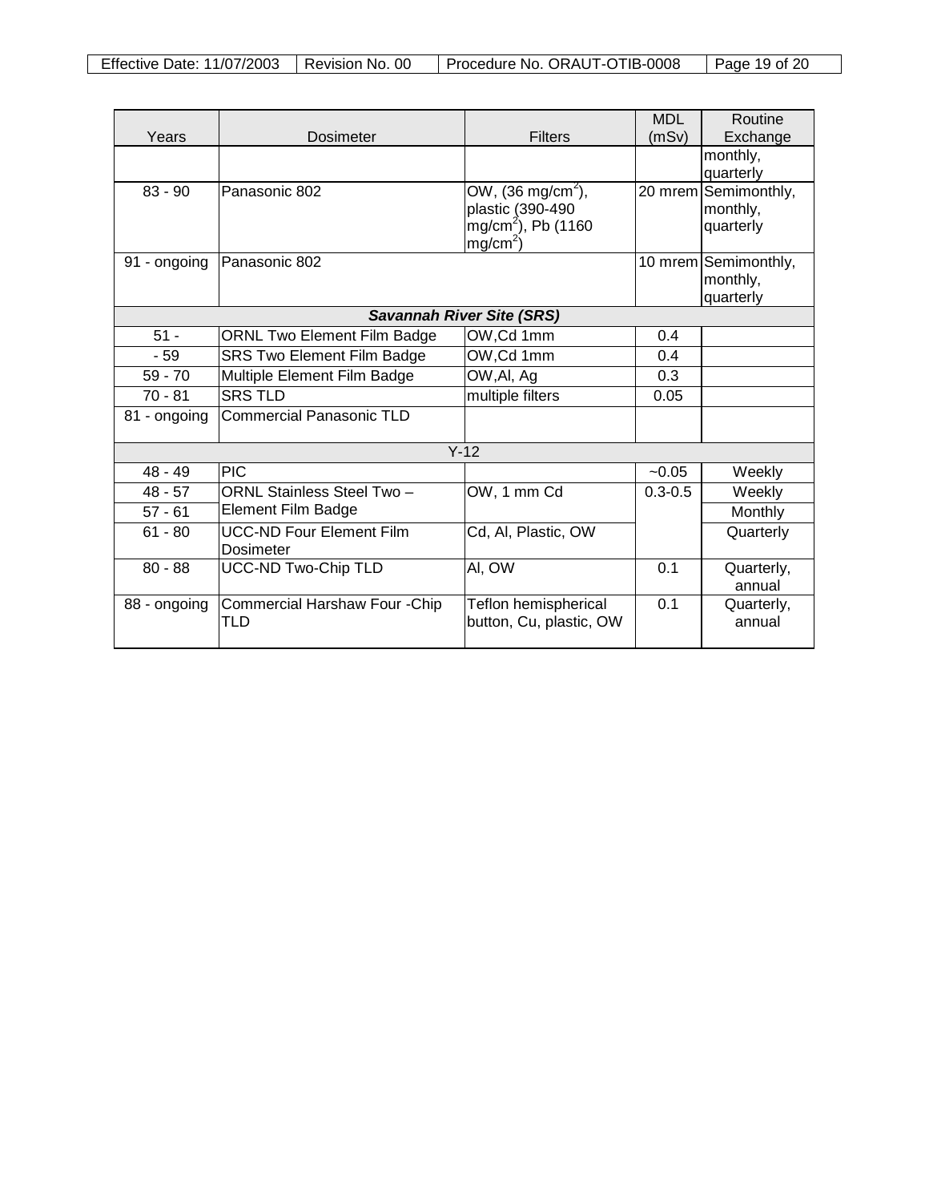| Years | Dosimeter | Filters | MDL (mSv) | Routine Exchange |
|---|---|---|---|---|
| | | | | monthly, quarterly |
| 83 - 90 | Panasonic 802 | OW, (36 mg/cm$^2$), plastic (390-490 mg/cm$^2$), Pb (1160 mg/cm$^2$) | 20 mrem | Semimonthly, monthly, quarterly |
| 91 - ongoing | Panasonic 802 | | 10 mrem | Semimonthly, monthly, quarterly |
| ***Savannah River Site (SRS)*** | | | | |
| 51 - | ORNL Two Element Film Badge | OW,Cd 1mm | 0.4 | |
| - 59 | SRS Two Element Film Badge | OW,Cd 1mm | 0.4 | |
| 59 - 70 | Multiple Element Film Badge | OW,Al, Ag | 0.3 | |
| 70 - 81 | SRS TLD | multiple filters | 0.05 | |
| 81 - ongoing | Commercial Panasonic TLD | | | |
| Y-12 | | | | |
| 48 - 49 | PIC | | ~0.05 | Weekly |
| 48 - 57 | ORNL Stainless Steel Two – Element Film Badge | OW, 1 mm Cd | 0.3-0.5 | Weekly |
| 57 - 61 | | | | Monthly |
| 61 - 80 | UCC-ND Four Element Film Dosimeter | Cd, Al, Plastic, OW | | Quarterly |
| 80 - 88 | UCC-ND Two-Chip TLD | Al, OW | 0.1 | Quarterly, annual |
| 88 - ongoing | Commercial Harshaw Four -Chip TLD | Teflon hemispherical button, Cu, plastic, OW | 0.1 | Quarterly, annual |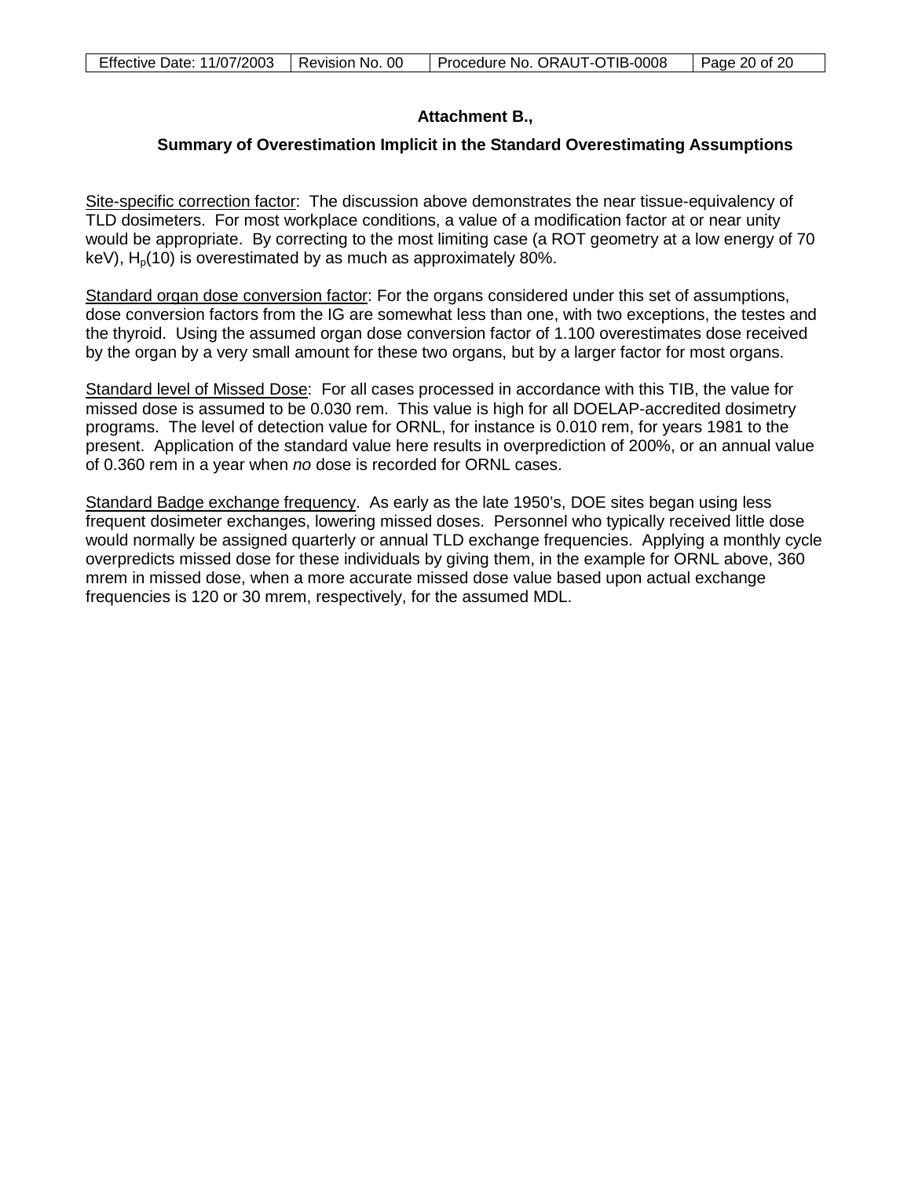## Attachment B.,

### Summary of Overestimation Implicit in the Standard Overestimating Assumptions

Site-specific correction factor: The discussion above demonstrates the near tissue-equivalency of TLD dosimeters. For most workplace conditions, a value of a modification factor at or near unity would be appropriate. By correcting to the most limiting case (a ROT geometry at a low energy of 70 keV), $H_p(10)$ is overestimated by as much as approximately 80%.

Standard organ dose conversion factor: For the organs considered under this set of assumptions, dose conversion factors from the IG are somewhat less than one, with two exceptions, the testes and the thyroid. Using the assumed organ dose conversion factor of 1.100 overestimates dose received by the organ by a very small amount for these two organs, but by a larger factor for most organs.

Standard level of Missed Dose: For all cases processed in accordance with this TIB, the value for missed dose is assumed to be 0.030 rem. This value is high for all DOELAP-accredited dosimetry programs. The level of detection value for ORNL, for instance is 0.010 rem, for years 1981 to the present. Application of the standard value here results in overprediction of 200%, or an annual value of 0.360 rem in a year when *no* dose is recorded for ORNL cases.

Standard Badge exchange frequency. As early as the late 1950's, DOE sites began using less frequent dosimeter exchanges, lowering missed doses. Personnel who typically received little dose would normally be assigned quarterly or annual TLD exchange frequencies. Applying a monthly cycle overpredicts missed dose for these individuals by giving them, in the example for ORNL above, 360 mrem in missed dose, when a more accurate missed dose value based upon actual exchange frequencies is 120 or 30 mrem, respectively, for the assumed MDL.